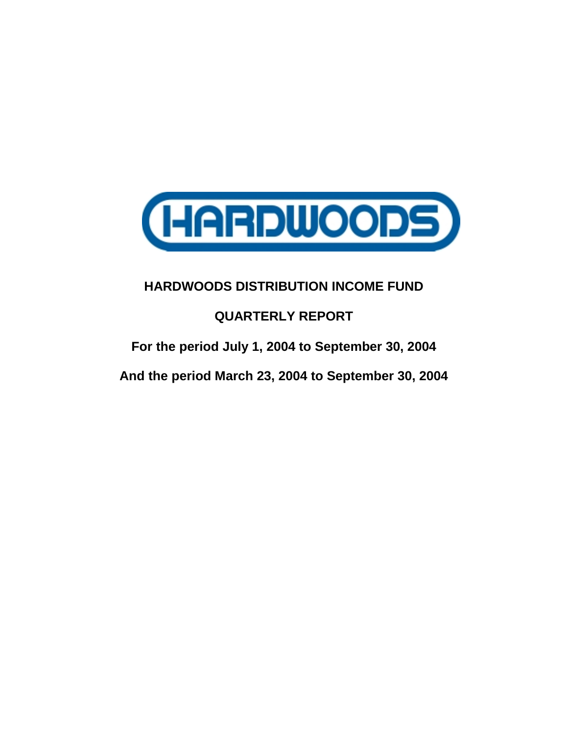HARDWOODS

# HARDWOODS DISTRIBUTION INCOME FUND

## QUARTERLY REPORT

**For the period July 1, 2004 to September 30, 2004**

**And the period March 23, 2004 to September 30, 2004**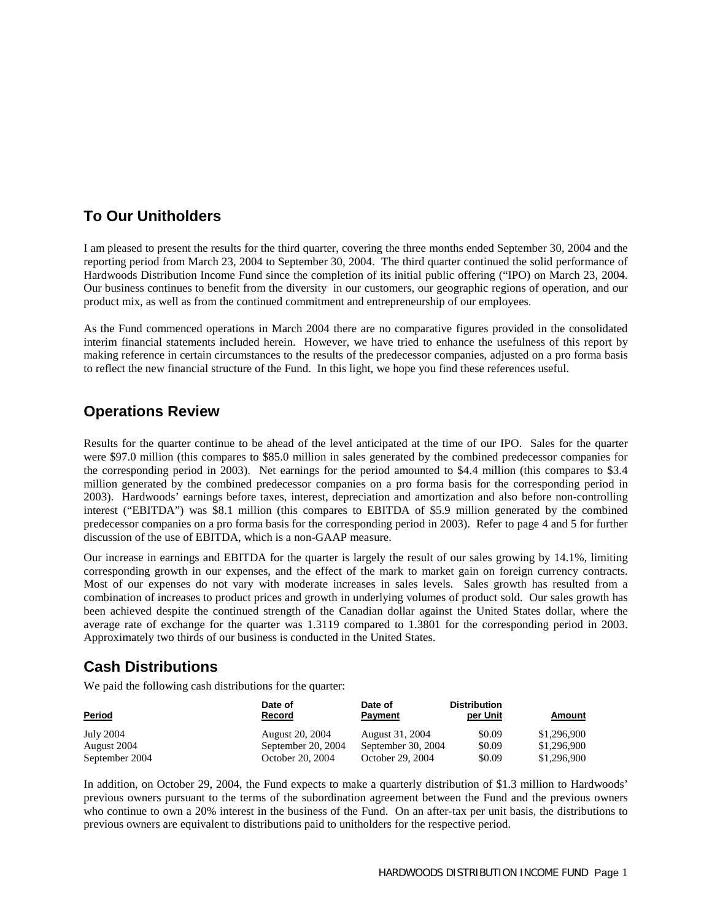## To Our Unitholders

I am pleased to present the results for the third quarter, covering the three months ended September 30, 2004 and the reporting period from March 23, 2004 to September 30, 2004. The third quarter continued the solid performance of Hardwoods Distribution Income Fund since the completion of its initial public offering ("IPO") on March 23, 2004. Our business continues to benefit from the diversity in our customers, our geographic regions of operation, and our product mix, as well as from the continued commitment and entrepreneurship of our employees.

As the Fund commenced operations in March 2004 there are no comparative figures provided in the consolidated interim financial statements included herein. However, we have tried to enhance the usefulness of this report by making reference in certain circumstances to the results of the predecessor companies, adjusted on a pro forma basis to reflect the new financial structure of the Fund. In this light, we hope you find these references useful.

## Operations Review

Results for the quarter continue to be ahead of the level anticipated at the time of our IPO. Sales for the quarter were $97.0 million (this compares to $85.0 million in sales generated by the combined predecessor companies for the corresponding period in 2003). Net earnings for the period amounted to $4.4 million (this compares to $3.4 million generated by the combined predecessor companies on a pro forma basis for the corresponding period in 2003). Hardwoods' earnings before taxes, interest, depreciation and amortization and also before non-controlling interest ("EBITDA") was $8.1 million (this compares to EBITDA of $5.9 million generated by the combined predecessor companies on a pro forma basis for the corresponding period in 2003). Refer to page 4 and 5 for further discussion of the use of EBITDA, which is a non-GAAP measure.

Our increase in earnings and EBITDA for the quarter is largely the result of our sales growing by 14.1%, limiting corresponding growth in our expenses, and the effect of the mark to market gain on foreign currency contracts. Most of our expenses do not vary with moderate increases in sales levels. Sales growth has resulted from a combination of increases to product prices and growth in underlying volumes of product sold. Our sales growth has been achieved despite the continued strength of the Canadian dollar against the United States dollar, where the average rate of exchange for the quarter was 1.3119 compared to 1.3801 for the corresponding period in 2003. Approximately two thirds of our business is conducted in the United States.

## Cash Distributions

We paid the following cash distributions for the quarter:

| Period | Date of Record | Date of Payment | Distribution per Unit | Amount |
|---|---|---|---|---|
| July 2004 | August 20, 2004 | August 31, 2004 | $0.09 | $1,296,900 |
| August 2004 | September 20, 2004 | September 30, 2004 | $0.09 | $1,296,900 |
| September 2004 | October 20, 2004 | October 29, 2004 | $0.09 | $1,296,900 |

In addition, on October 29, 2004, the Fund expects to make a quarterly distribution of $1.3 million to Hardwoods' previous owners pursuant to the terms of the subordination agreement between the Fund and the previous owners who continue to own a 20% interest in the business of the Fund. On an after-tax per unit basis, the distributions to previous owners are equivalent to distributions paid to unitholders for the respective period.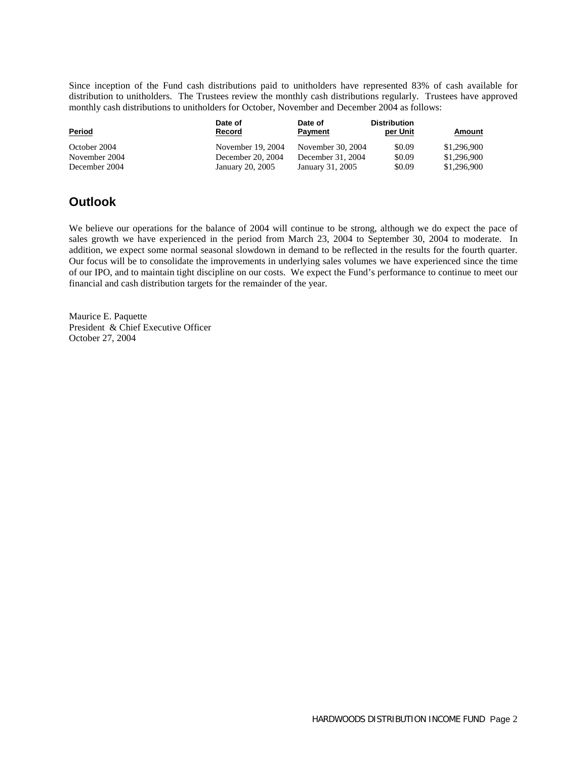Since inception of the Fund cash distributions paid to unitholders have represented 83% of cash available for distribution to unitholders. The Trustees review the monthly cash distributions regularly. Trustees have approved monthly cash distributions to unitholders for October, November and December 2004 as follows:

| Period | Date of Record | Date of Payment | Distribution per Unit | Amount |
|---|---|---|---|---|
| October 2004 | November 19, 2004 | November 30, 2004 | $0.09 | $1,296,900 |
| November 2004 | December 20, 2004 | December 31, 2004 | $0.09 | $1,296,900 |
| December 2004 | January 20, 2005 | January 31, 2005 | $0.09 | $1,296,900 |

## Outlook

We believe our operations for the balance of 2004 will continue to be strong, although we do expect the pace of sales growth we have experienced in the period from March 23, 2004 to September 30, 2004 to moderate. In addition, we expect some normal seasonal slowdown in demand to be reflected in the results for the fourth quarter. Our focus will be to consolidate the improvements in underlying sales volumes we have experienced since the time of our IPO, and to maintain tight discipline on our costs. We expect the Fund's performance to continue to meet our financial and cash distribution targets for the remainder of the year.

Maurice E. Paquette
President & Chief Executive Officer
October 27, 2004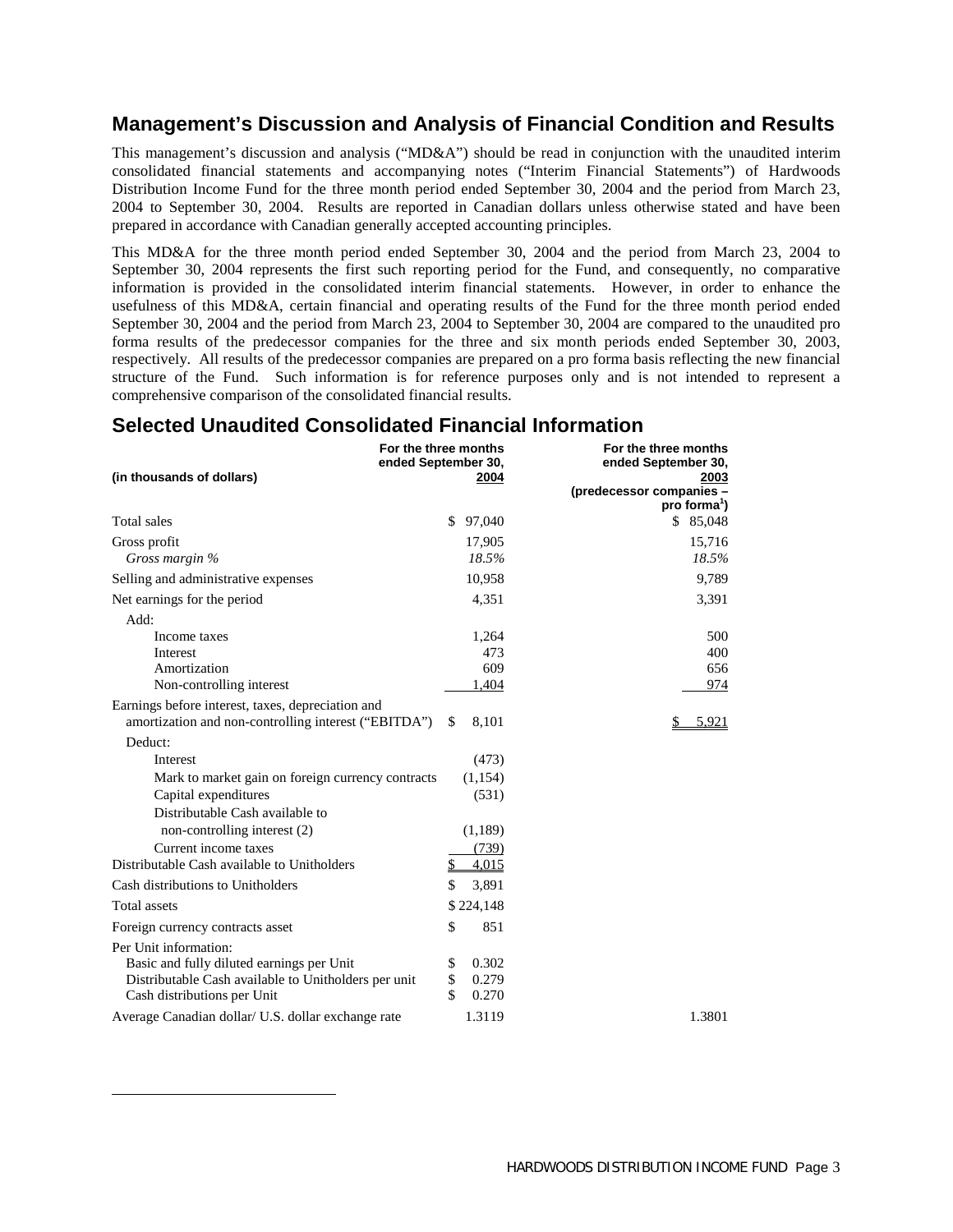## Management's Discussion and Analysis of Financial Condition and Results

This management's discussion and analysis ("MD&A") should be read in conjunction with the unaudited interim consolidated financial statements and accompanying notes ("Interim Financial Statements") of Hardwoods Distribution Income Fund for the three month period ended September 30, 2004 and the period from March 23, 2004 to September 30, 2004. Results are reported in Canadian dollars unless otherwise stated and have been prepared in accordance with Canadian generally accepted accounting principles.

This MD&A for the three month period ended September 30, 2004 and the period from March 23, 2004 to September 30, 2004 represents the first such reporting period for the Fund, and consequently, no comparative information is provided in the consolidated interim financial statements. However, in order to enhance the usefulness of this MD&A, certain financial and operating results of the Fund for the three month period ended September 30, 2004 and the period from March 23, 2004 to September 30, 2004 are compared to the unaudited pro forma results of the predecessor companies for the three and six month periods ended September 30, 2003, respectively. All results of the predecessor companies are prepared on a pro forma basis reflecting the new financial structure of the Fund. Such information is for reference purposes only and is not intended to represent a comprehensive comparison of the consolidated financial results.

## Selected Unaudited Consolidated Financial Information

| (in thousands of dollars) | For the three months ended September 30, 2004 | For the three months ended September 30, 2003 (predecessor companies – pro forma[1]) |
|---|---|---|
| Total sales | $ 97,040 | $ 85,048 |
| Gross profit | 17,905 | 15,716 |
| *Gross margin %* | *18.5%* | *18.5%* |
| Selling and administrative expenses | 10,958 | 9,789 |
| Net earnings for the period | 4,351 | 3,391 |
| Add: | | |
| Income taxes | 1,264 | 500 |
| Interest | 473 | 400 |
| Amortization | 609 | 656 |
| Non-controlling interest | 1,404 | 974 |
| Earnings before interest, taxes, depreciation and amortization and non-controlling interest ("EBITDA") | $ 8,101 | $ 5,921 |
| Deduct: | | |
| Interest | (473) | |
| Mark to market gain on foreign currency contracts | (1,154) | |
| Capital expenditures | (531) | |
| Distributable Cash available to non-controlling interest (2) | (1,189) | |
| Current income taxes | (739) | |
| Distributable Cash available to Unitholders | $ 4,015 | |
| Cash distributions to Unitholders | $ 3,891 | |
| Total assets | $ 224,148 | |
| Foreign currency contracts asset | $ 851 | |
| Per Unit information: | | |
| Basic and fully diluted earnings per Unit | $ 0.302 | |
| Distributable Cash available to Unitholders per unit | $ 0.279 | |
| Cash distributions per Unit | $ 0.270 | |
| Average Canadian dollar/ U.S. dollar exchange rate | 1.3119 | 1.3801 |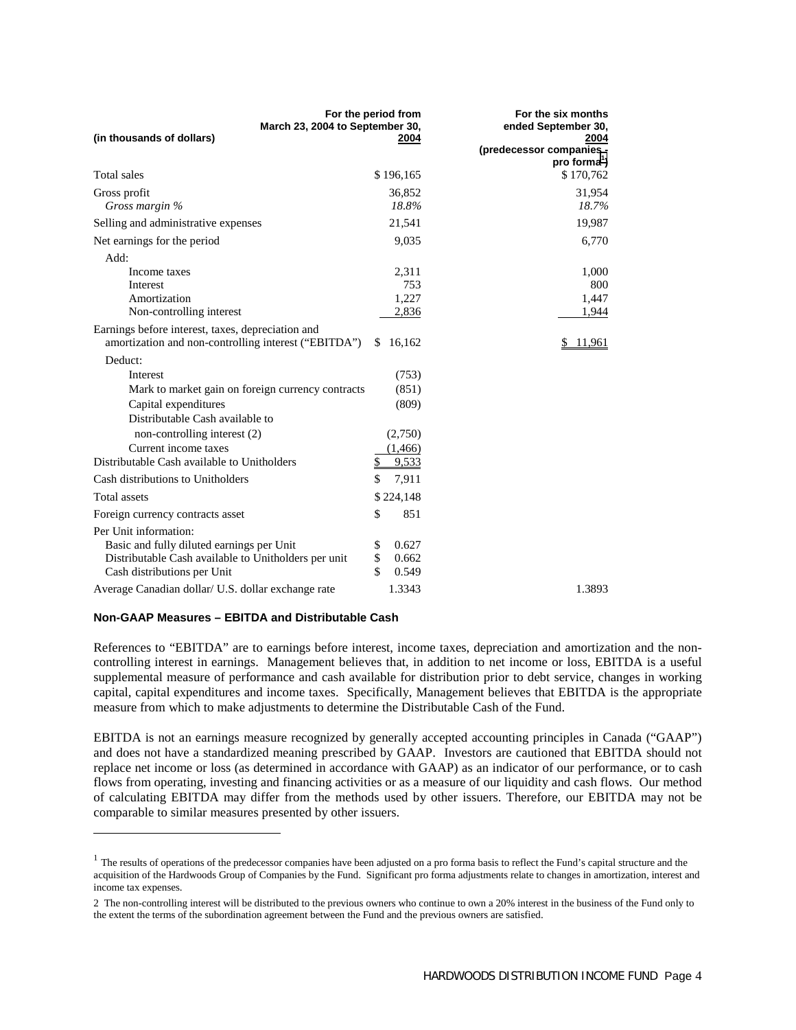| (in thousands of dollars) | For the period from March 23, 2004 to September 30, 2004 | For the six months ended September 30, 2004 (predecessor companies - pro forma[1]) |
|---|---|---|
| Total sales | $ 196,165 | $ 170,762 |
| Gross profit | 36,852 | 31,954 |
| *Gross margin %* | *18.8%* | *18.7%* |
| Selling and administrative expenses | 21,541 | 19,987 |
| Net earnings for the period | 9,035 | 6,770 |
| Add: | | |
| Income taxes | 2,311 | 1,000 |
| Interest | 753 | 800 |
| Amortization | 1,227 | 1,447 |
| Non-controlling interest | 2,836 | 1,944 |
| Earnings before interest, taxes, depreciation and amortization and non-controlling interest ("EBITDA") | $ 16,162 | $ 11,961 |
| Deduct: | | |
| Interest | (753) | |
| Mark to market gain on foreign currency contracts | (851) | |
| Capital expenditures | (809) | |
| Distributable Cash available to non-controlling interest (2) | (2,750) | |
| Current income taxes | (1,466) | |
| Distributable Cash available to Unitholders | $ 9,533 | |
| Cash distributions to Unitholders | $ 7,911 | |
| Total assets | $ 224,148 | |
| Foreign currency contracts asset | $ 851 | |
| Per Unit information: | | |
| Basic and fully diluted earnings per Unit | $ 0.627 | |
| Distributable Cash available to Unitholders per unit | $ 0.662 | |
| Cash distributions per Unit | $ 0.549 | |
| Average Canadian dollar/ U.S. dollar exchange rate | 1.3343 | 1.3893 |

**Non-GAAP Measures – EBITDA and Distributable Cash**

References to "EBITDA" are to earnings before interest, income taxes, depreciation and amortization and the non-controlling interest in earnings. Management believes that, in addition to net income or loss, EBITDA is a useful supplemental measure of performance and cash available for distribution prior to debt service, changes in working capital, capital expenditures and income taxes. Specifically, Management believes that EBITDA is the appropriate measure from which to make adjustments to determine the Distributable Cash of the Fund.

EBITDA is not an earnings measure recognized by generally accepted accounting principles in Canada ("GAAP") and does not have a standardized meaning prescribed by GAAP. Investors are cautioned that EBITDA should not replace net income or loss (as determined in accordance with GAAP) as an indicator of our performance, or to cash flows from operating, investing and financing activities or as a measure of our liquidity and cash flows. Our method of calculating EBITDA may differ from the methods used by other issuers. Therefore, our EBITDA may not be comparable to similar measures presented by other issuers.

---

[1] The results of operations of the predecessor companies have been adjusted on a pro forma basis to reflect the Fund's capital structure and the acquisition of the Hardwoods Group of Companies by the Fund. Significant pro forma adjustments relate to changes in amortization, interest and income tax expenses.

2 The non-controlling interest will be distributed to the previous owners who continue to own a 20% interest in the business of the Fund only to the extent the terms of the subordination agreement between the Fund and the previous owners are satisfied.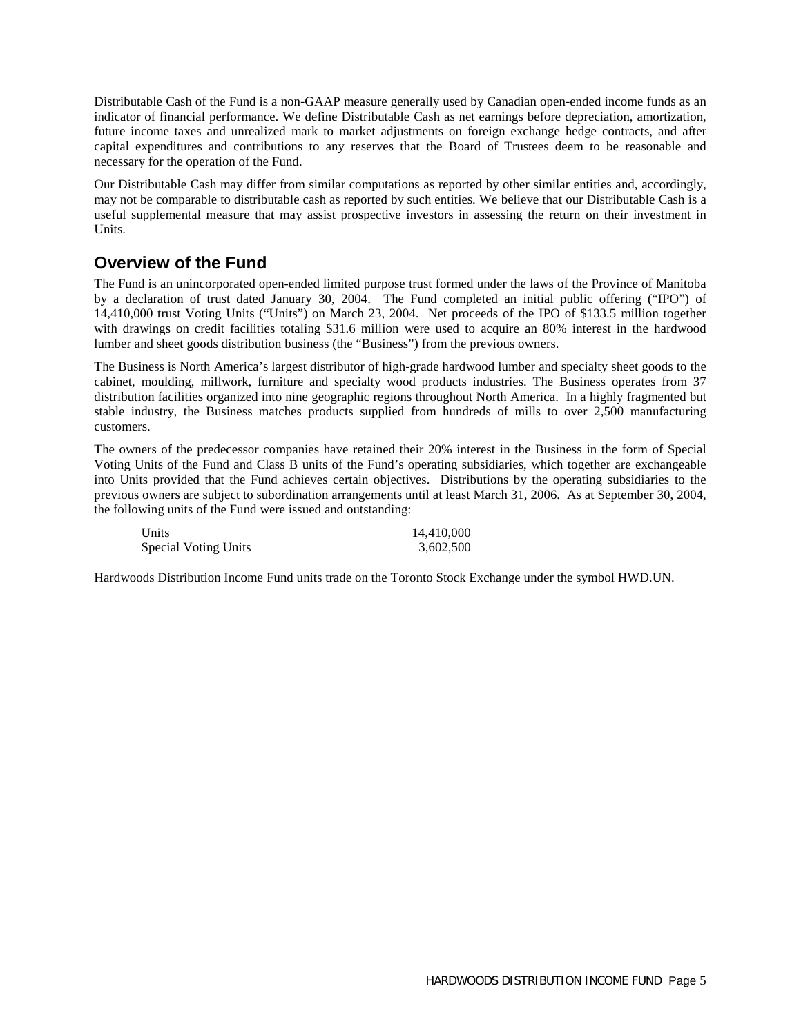Distributable Cash of the Fund is a non-GAAP measure generally used by Canadian open-ended income funds as an indicator of financial performance. We define Distributable Cash as net earnings before depreciation, amortization, future income taxes and unrealized mark to market adjustments on foreign exchange hedge contracts, and after capital expenditures and contributions to any reserves that the Board of Trustees deem to be reasonable and necessary for the operation of the Fund.

Our Distributable Cash may differ from similar computations as reported by other similar entities and, accordingly, may not be comparable to distributable cash as reported by such entities. We believe that our Distributable Cash is a useful supplemental measure that may assist prospective investors in assessing the return on their investment in Units.

## Overview of the Fund

The Fund is an unincorporated open-ended limited purpose trust formed under the laws of the Province of Manitoba by a declaration of trust dated January 30, 2004. The Fund completed an initial public offering ("IPO") of 14,410,000 trust Voting Units ("Units") on March 23, 2004. Net proceeds of the IPO of $133.5 million together with drawings on credit facilities totaling $31.6 million were used to acquire an 80% interest in the hardwood lumber and sheet goods distribution business (the "Business") from the previous owners.

The Business is North America's largest distributor of high-grade hardwood lumber and specialty sheet goods to the cabinet, moulding, millwork, furniture and specialty wood products industries. The Business operates from 37 distribution facilities organized into nine geographic regions throughout North America. In a highly fragmented but stable industry, the Business matches products supplied from hundreds of mills to over 2,500 manufacturing customers.

The owners of the predecessor companies have retained their 20% interest in the Business in the form of Special Voting Units of the Fund and Class B units of the Fund's operating subsidiaries, which together are exchangeable into Units provided that the Fund achieves certain objectives. Distributions by the operating subsidiaries to the previous owners are subject to subordination arrangements until at least March 31, 2006. As at September 30, 2004, the following units of the Fund were issued and outstanding:

| | |
|---|---|
| Units | 14,410,000 |
| Special Voting Units | 3,602,500 |

Hardwoods Distribution Income Fund units trade on the Toronto Stock Exchange under the symbol HWD.UN.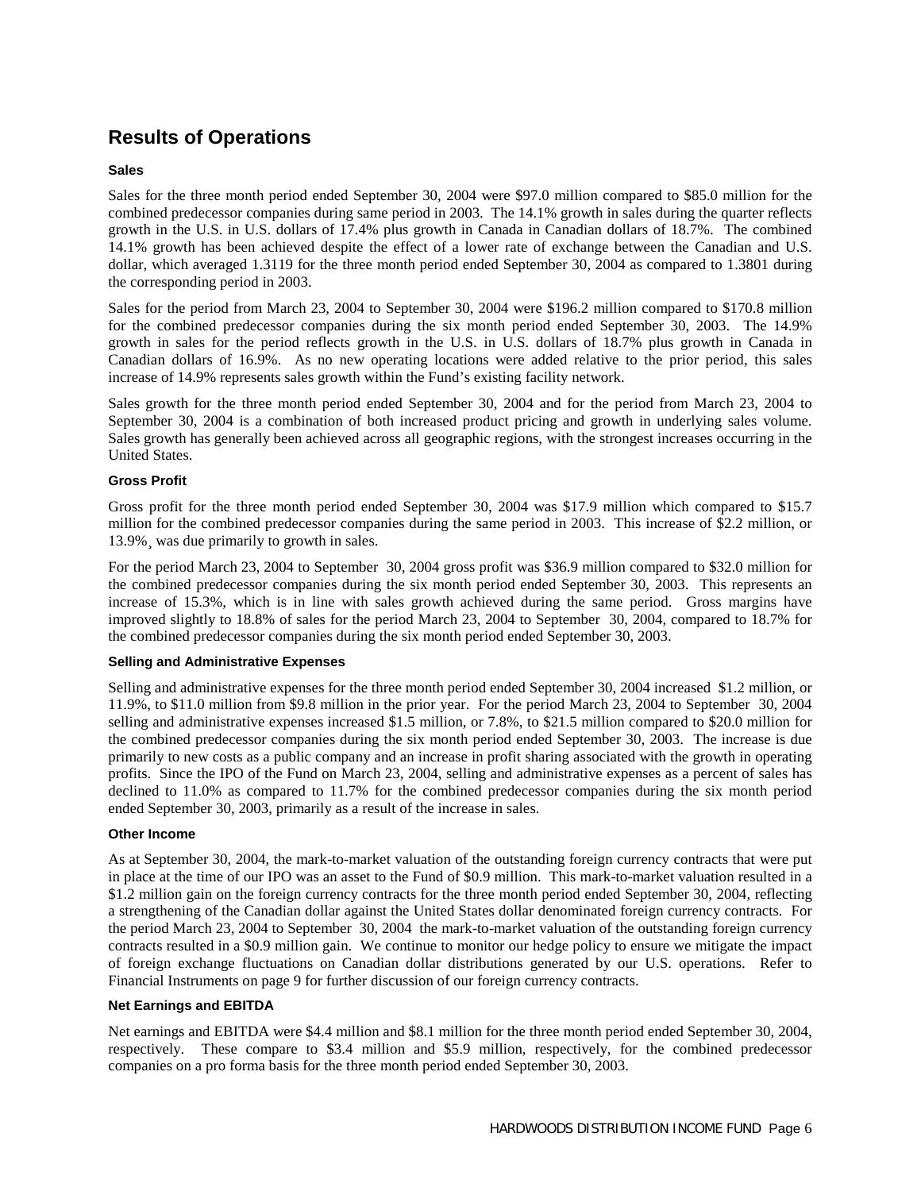## Results of Operations

### Sales

Sales for the three month period ended September 30, 2004 were \$97.0 million compared to \$85.0 million for the combined predecessor companies during same period in 2003. The 14.1% growth in sales during the quarter reflects growth in the U.S. in U.S. dollars of 17.4% plus growth in Canada in Canadian dollars of 18.7%. The combined 14.1% growth has been achieved despite the effect of a lower rate of exchange between the Canadian and U.S. dollar, which averaged 1.3119 for the three month period ended September 30, 2004 as compared to 1.3801 during the corresponding period in 2003.

Sales for the period from March 23, 2004 to September 30, 2004 were \$196.2 million compared to \$170.8 million for the combined predecessor companies during the six month period ended September 30, 2003. The 14.9% growth in sales for the period reflects growth in the U.S. in U.S. dollars of 18.7% plus growth in Canada in Canadian dollars of 16.9%. As no new operating locations were added relative to the prior period, this sales increase of 14.9% represents sales growth within the Fund's existing facility network.

Sales growth for the three month period ended September 30, 2004 and for the period from March 23, 2004 to September 30, 2004 is a combination of both increased product pricing and growth in underlying sales volume. Sales growth has generally been achieved across all geographic regions, with the strongest increases occurring in the United States.

### Gross Profit

Gross profit for the three month period ended September 30, 2004 was \$17.9 million which compared to \$15.7 million for the combined predecessor companies during the same period in 2003. This increase of \$2.2 million, or 13.9%¸ was due primarily to growth in sales.

For the period March 23, 2004 to September 30, 2004 gross profit was \$36.9 million compared to \$32.0 million for the combined predecessor companies during the six month period ended September 30, 2003. This represents an increase of 15.3%, which is in line with sales growth achieved during the same period. Gross margins have improved slightly to 18.8% of sales for the period March 23, 2004 to September 30, 2004, compared to 18.7% for the combined predecessor companies during the six month period ended September 30, 2003.

### Selling and Administrative Expenses

Selling and administrative expenses for the three month period ended September 30, 2004 increased \$1.2 million, or 11.9%, to \$11.0 million from \$9.8 million in the prior year. For the period March 23, 2004 to September 30, 2004 selling and administrative expenses increased \$1.5 million, or 7.8%, to \$21.5 million compared to \$20.0 million for the combined predecessor companies during the six month period ended September 30, 2003. The increase is due primarily to new costs as a public company and an increase in profit sharing associated with the growth in operating profits. Since the IPO of the Fund on March 23, 2004, selling and administrative expenses as a percent of sales has declined to 11.0% as compared to 11.7% for the combined predecessor companies during the six month period ended September 30, 2003, primarily as a result of the increase in sales.

### Other Income

As at September 30, 2004, the mark-to-market valuation of the outstanding foreign currency contracts that were put in place at the time of our IPO was an asset to the Fund of \$0.9 million. This mark-to-market valuation resulted in a \$1.2 million gain on the foreign currency contracts for the three month period ended September 30, 2004, reflecting a strengthening of the Canadian dollar against the United States dollar denominated foreign currency contracts. For the period March 23, 2004 to September 30, 2004 the mark-to-market valuation of the outstanding foreign currency contracts resulted in a \$0.9 million gain. We continue to monitor our hedge policy to ensure we mitigate the impact of foreign exchange fluctuations on Canadian dollar distributions generated by our U.S. operations. Refer to Financial Instruments on page 9 for further discussion of our foreign currency contracts.

### Net Earnings and EBITDA

Net earnings and EBITDA were \$4.4 million and \$8.1 million for the three month period ended September 30, 2004, respectively. These compare to \$3.4 million and \$5.9 million, respectively, for the combined predecessor companies on a pro forma basis for the three month period ended September 30, 2003.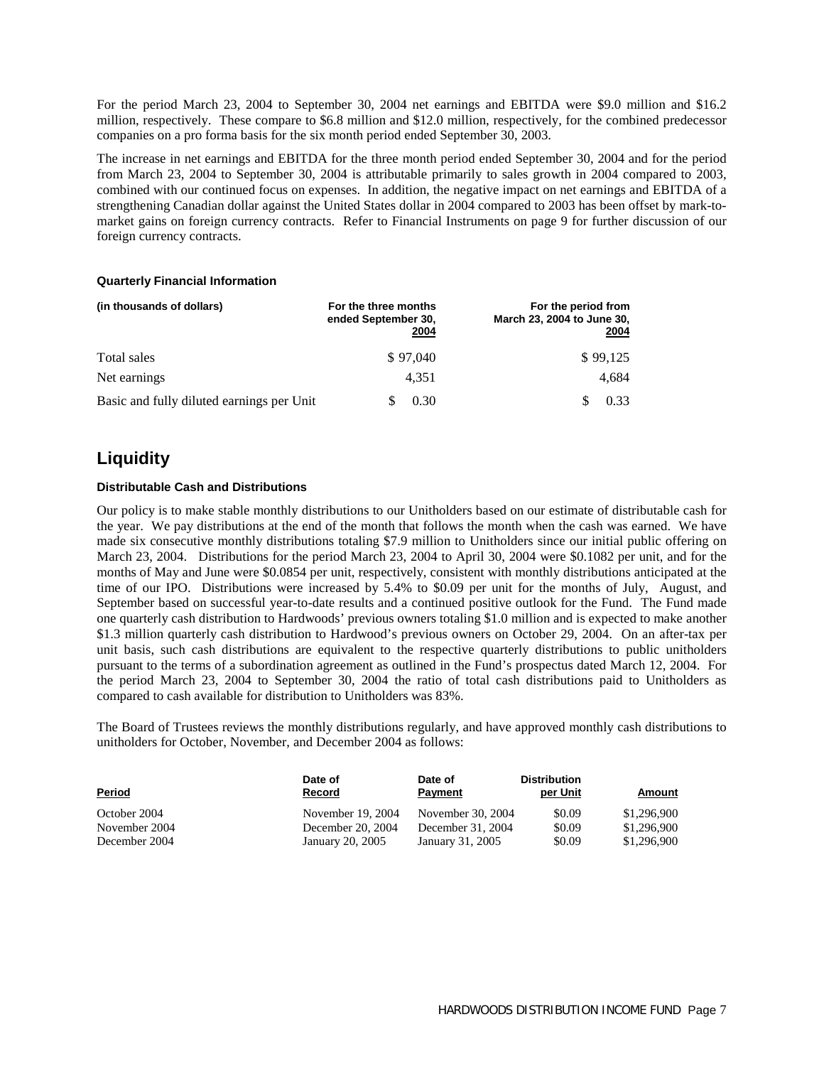For the period March 23, 2004 to September 30, 2004 net earnings and EBITDA were $9.0 million and $16.2 million, respectively. These compare to $6.8 million and $12.0 million, respectively, for the combined predecessor companies on a pro forma basis for the six month period ended September 30, 2003.

The increase in net earnings and EBITDA for the three month period ended September 30, 2004 and for the period from March 23, 2004 to September 30, 2004 is attributable primarily to sales growth in 2004 compared to 2003, combined with our continued focus on expenses. In addition, the negative impact on net earnings and EBITDA of a strengthening Canadian dollar against the United States dollar in 2004 compared to 2003 has been offset by mark-to-market gains on foreign currency contracts. Refer to Financial Instruments on page 9 for further discussion of our foreign currency contracts.

**Quarterly Financial Information**

| (in thousands of dollars) | For the three months ended September 30, 2004 | For the period from March 23, 2004 to June 30, 2004 |
|---|---|---|
| Total sales | $ 97,040 | $ 99,125 |
| Net earnings | 4,351 | 4,684 |
| Basic and fully diluted earnings per Unit | $ 0.30 | $ 0.33 |

# Liquidity

**Distributable Cash and Distributions**

Our policy is to make stable monthly distributions to our Unitholders based on our estimate of distributable cash for the year. We pay distributions at the end of the month that follows the month when the cash was earned. We have made six consecutive monthly distributions totaling $7.9 million to Unitholders since our initial public offering on March 23, 2004. Distributions for the period March 23, 2004 to April 30, 2004 were $0.1082 per unit, and for the months of May and June were $0.0854 per unit, respectively, consistent with monthly distributions anticipated at the time of our IPO. Distributions were increased by 5.4% to $0.09 per unit for the months of July, August, and September based on successful year-to-date results and a continued positive outlook for the Fund. The Fund made one quarterly cash distribution to Hardwoods' previous owners totaling $1.0 million and is expected to make another $1.3 million quarterly cash distribution to Hardwood's previous owners on October 29, 2004. On an after-tax per unit basis, such cash distributions are equivalent to the respective quarterly distributions to public unitholders pursuant to the terms of a subordination agreement as outlined in the Fund's prospectus dated March 12, 2004. For the period March 23, 2004 to September 30, 2004 the ratio of total cash distributions paid to Unitholders as compared to cash available for distribution to Unitholders was 83%.

The Board of Trustees reviews the monthly distributions regularly, and have approved monthly cash distributions to unitholders for October, November, and December 2004 as follows:

| Period | Date of Record | Date of Payment | Distribution per Unit | Amount |
|---|---|---|---|---|
| October 2004 | November 19, 2004 | November 30, 2004 | $0.09 | $1,296,900 |
| November 2004 | December 20, 2004 | December 31, 2004 | $0.09 | $1,296,900 |
| December 2004 | January 20, 2005 | January 31, 2005 | $0.09 | $1,296,900 |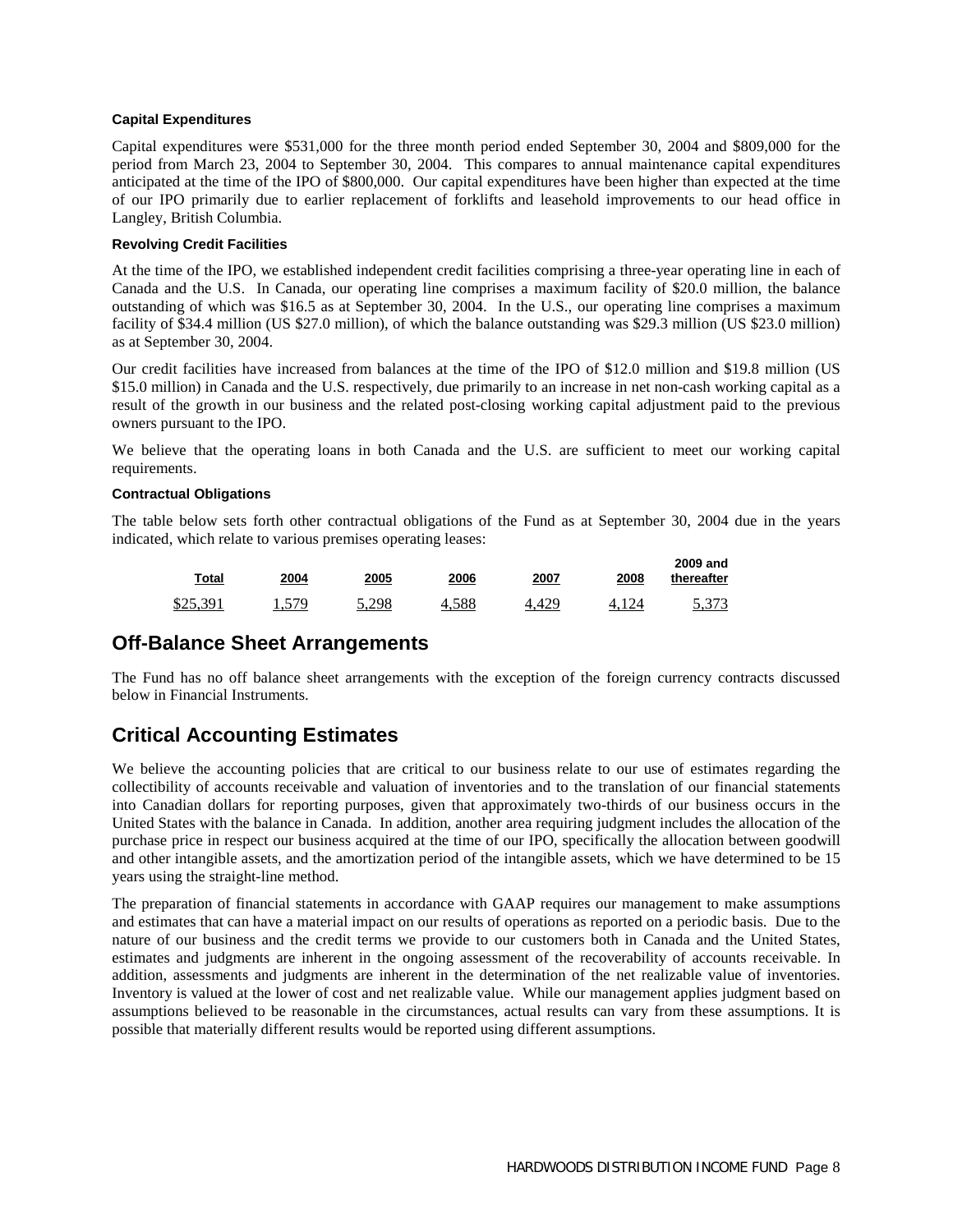#### Capital Expenditures

Capital expenditures were $531,000 for the three month period ended September 30, 2004 and $809,000 for the period from March 23, 2004 to September 30, 2004. This compares to annual maintenance capital expenditures anticipated at the time of the IPO of $800,000. Our capital expenditures have been higher than expected at the time of our IPO primarily due to earlier replacement of forklifts and leasehold improvements to our head office in Langley, British Columbia.

#### Revolving Credit Facilities

At the time of the IPO, we established independent credit facilities comprising a three-year operating line in each of Canada and the U.S. In Canada, our operating line comprises a maximum facility of $20.0 million, the balance outstanding of which was $16.5 as at September 30, 2004. In the U.S., our operating line comprises a maximum facility of $34.4 million (US $27.0 million), of which the balance outstanding was $29.3 million (US $23.0 million) as at September 30, 2004.

Our credit facilities have increased from balances at the time of the IPO of $12.0 million and $19.8 million (US $15.0 million) in Canada and the U.S. respectively, due primarily to an increase in net non-cash working capital as a result of the growth in our business and the related post-closing working capital adjustment paid to the previous owners pursuant to the IPO.

We believe that the operating loans in both Canada and the U.S. are sufficient to meet our working capital requirements.

#### Contractual Obligations

The table below sets forth other contractual obligations of the Fund as at September 30, 2004 due in the years indicated, which relate to various premises operating leases:

| Total | 2004 | 2005 | 2006 | 2007 | 2008 | 2009 and thereafter |
|---|---|---|---|---|---|---|
| $25,391 | 1,579 | 5,298 | 4,588 | 4,429 | 4,124 | 5,373 |

## Off-Balance Sheet Arrangements

The Fund has no off balance sheet arrangements with the exception of the foreign currency contracts discussed below in Financial Instruments.

## Critical Accounting Estimates

We believe the accounting policies that are critical to our business relate to our use of estimates regarding the collectibility of accounts receivable and valuation of inventories and to the translation of our financial statements into Canadian dollars for reporting purposes, given that approximately two-thirds of our business occurs in the United States with the balance in Canada. In addition, another area requiring judgment includes the allocation of the purchase price in respect our business acquired at the time of our IPO, specifically the allocation between goodwill and other intangible assets, and the amortization period of the intangible assets, which we have determined to be 15 years using the straight-line method.

The preparation of financial statements in accordance with GAAP requires our management to make assumptions and estimates that can have a material impact on our results of operations as reported on a periodic basis. Due to the nature of our business and the credit terms we provide to our customers both in Canada and the United States, estimates and judgments are inherent in the ongoing assessment of the recoverability of accounts receivable. In addition, assessments and judgments are inherent in the determination of the net realizable value of inventories. Inventory is valued at the lower of cost and net realizable value. While our management applies judgment based on assumptions believed to be reasonable in the circumstances, actual results can vary from these assumptions. It is possible that materially different results would be reported using different assumptions.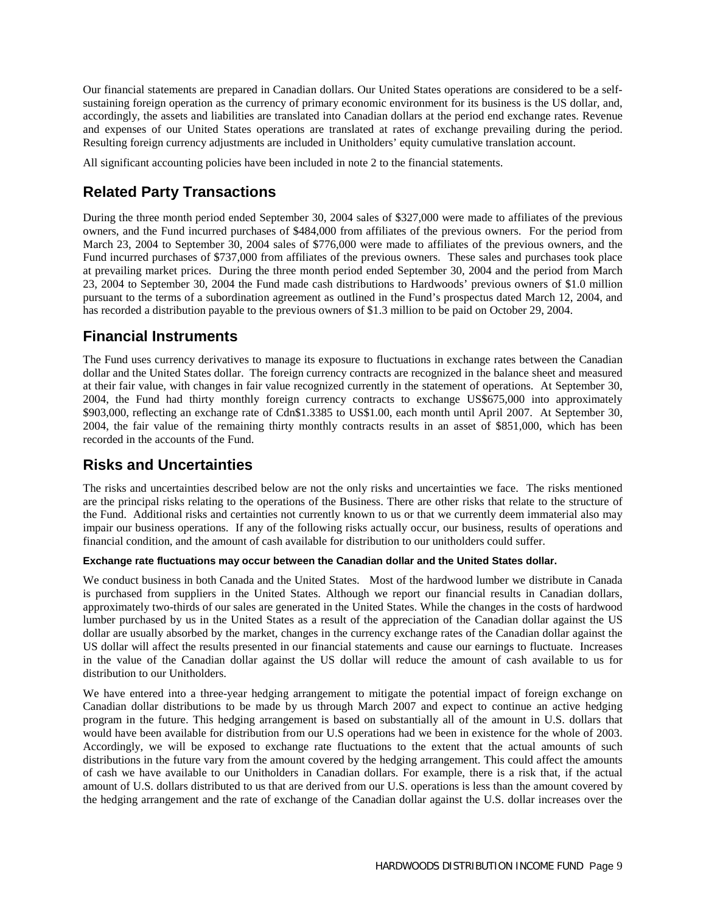Our financial statements are prepared in Canadian dollars. Our United States operations are considered to be a self-sustaining foreign operation as the currency of primary economic environment for its business is the US dollar, and, accordingly, the assets and liabilities are translated into Canadian dollars at the period end exchange rates. Revenue and expenses of our United States operations are translated at rates of exchange prevailing during the period. Resulting foreign currency adjustments are included in Unitholders' equity cumulative translation account.

All significant accounting policies have been included in note 2 to the financial statements.

## Related Party Transactions

During the three month period ended September 30, 2004 sales of $327,000 were made to affiliates of the previous owners, and the Fund incurred purchases of $484,000 from affiliates of the previous owners. For the period from March 23, 2004 to September 30, 2004 sales of $776,000 were made to affiliates of the previous owners, and the Fund incurred purchases of $737,000 from affiliates of the previous owners. These sales and purchases took place at prevailing market prices. During the three month period ended September 30, 2004 and the period from March 23, 2004 to September 30, 2004 the Fund made cash distributions to Hardwoods' previous owners of $1.0 million pursuant to the terms of a subordination agreement as outlined in the Fund's prospectus dated March 12, 2004, and has recorded a distribution payable to the previous owners of $1.3 million to be paid on October 29, 2004.

## Financial Instruments

The Fund uses currency derivatives to manage its exposure to fluctuations in exchange rates between the Canadian dollar and the United States dollar. The foreign currency contracts are recognized in the balance sheet and measured at their fair value, with changes in fair value recognized currently in the statement of operations. At September 30, 2004, the Fund had thirty monthly foreign currency contracts to exchange US$675,000 into approximately $903,000, reflecting an exchange rate of Cdn$1.3385 to US$1.00, each month until April 2007. At September 30, 2004, the fair value of the remaining thirty monthly contracts results in an asset of $851,000, which has been recorded in the accounts of the Fund.

## Risks and Uncertainties

The risks and uncertainties described below are not the only risks and uncertainties we face. The risks mentioned are the principal risks relating to the operations of the Business. There are other risks that relate to the structure of the Fund. Additional risks and certainties not currently known to us or that we currently deem immaterial also may impair our business operations. If any of the following risks actually occur, our business, results of operations and financial condition, and the amount of cash available for distribution to our unitholders could suffer.

#### Exchange rate fluctuations may occur between the Canadian dollar and the United States dollar.

We conduct business in both Canada and the United States. Most of the hardwood lumber we distribute in Canada is purchased from suppliers in the United States. Although we report our financial results in Canadian dollars, approximately two-thirds of our sales are generated in the United States. While the changes in the costs of hardwood lumber purchased by us in the United States as a result of the appreciation of the Canadian dollar against the US dollar are usually absorbed by the market, changes in the currency exchange rates of the Canadian dollar against the US dollar will affect the results presented in our financial statements and cause our earnings to fluctuate. Increases in the value of the Canadian dollar against the US dollar will reduce the amount of cash available to us for distribution to our Unitholders.

We have entered into a three-year hedging arrangement to mitigate the potential impact of foreign exchange on Canadian dollar distributions to be made by us through March 2007 and expect to continue an active hedging program in the future. This hedging arrangement is based on substantially all of the amount in U.S. dollars that would have been available for distribution from our U.S operations had we been in existence for the whole of 2003. Accordingly, we will be exposed to exchange rate fluctuations to the extent that the actual amounts of such distributions in the future vary from the amount covered by the hedging arrangement. This could affect the amounts of cash we have available to our Unitholders in Canadian dollars. For example, there is a risk that, if the actual amount of U.S. dollars distributed to us that are derived from our U.S. operations is less than the amount covered by the hedging arrangement and the rate of exchange of the Canadian dollar against the U.S. dollar increases over the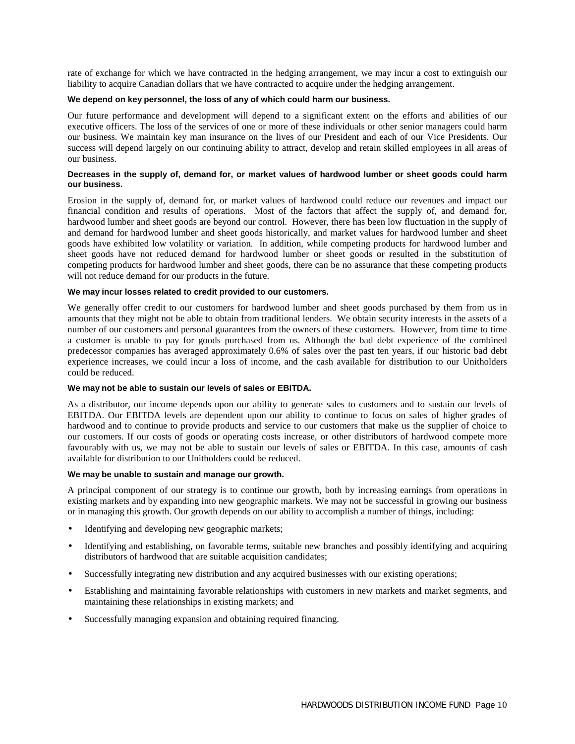rate of exchange for which we have contracted in the hedging arrangement, we may incur a cost to extinguish our liability to acquire Canadian dollars that we have contracted to acquire under the hedging arrangement.

**We depend on key personnel, the loss of any of which could harm our business.**

Our future performance and development will depend to a significant extent on the efforts and abilities of our executive officers. The loss of the services of one or more of these individuals or other senior managers could harm our business. We maintain key man insurance on the lives of our President and each of our Vice Presidents. Our success will depend largely on our continuing ability to attract, develop and retain skilled employees in all areas of our business.

**Decreases in the supply of, demand for, or market values of hardwood lumber or sheet goods could harm our business.**

Erosion in the supply of, demand for, or market values of hardwood could reduce our revenues and impact our financial condition and results of operations. Most of the factors that affect the supply of, and demand for, hardwood lumber and sheet goods are beyond our control. However, there has been low fluctuation in the supply of and demand for hardwood lumber and sheet goods historically, and market values for hardwood lumber and sheet goods have exhibited low volatility or variation. In addition, while competing products for hardwood lumber and sheet goods have not reduced demand for hardwood lumber or sheet goods or resulted in the substitution of competing products for hardwood lumber and sheet goods, there can be no assurance that these competing products will not reduce demand for our products in the future.

**We may incur losses related to credit provided to our customers.**

We generally offer credit to our customers for hardwood lumber and sheet goods purchased by them from us in amounts that they might not be able to obtain from traditional lenders. We obtain security interests in the assets of a number of our customers and personal guarantees from the owners of these customers. However, from time to time a customer is unable to pay for goods purchased from us. Although the bad debt experience of the combined predecessor companies has averaged approximately 0.6% of sales over the past ten years, if our historic bad debt experience increases, we could incur a loss of income, and the cash available for distribution to our Unitholders could be reduced.

**We may not be able to sustain our levels of sales or EBITDA.**

As a distributor, our income depends upon our ability to generate sales to customers and to sustain our levels of EBITDA. Our EBITDA levels are dependent upon our ability to continue to focus on sales of higher grades of hardwood and to continue to provide products and service to our customers that make us the supplier of choice to our customers. If our costs of goods or operating costs increase, or other distributors of hardwood compete more favourably with us, we may not be able to sustain our levels of sales or EBITDA. In this case, amounts of cash available for distribution to our Unitholders could be reduced.

**We may be unable to sustain and manage our growth.**

A principal component of our strategy is to continue our growth, both by increasing earnings from operations in existing markets and by expanding into new geographic markets. We may not be successful in growing our business or in managing this growth. Our growth depends on our ability to accomplish a number of things, including:

- Identifying and developing new geographic markets;
- Identifying and establishing, on favorable terms, suitable new branches and possibly identifying and acquiring distributors of hardwood that are suitable acquisition candidates;
- Successfully integrating new distribution and any acquired businesses with our existing operations;
- Establishing and maintaining favorable relationships with customers in new markets and market segments, and maintaining these relationships in existing markets; and
- Successfully managing expansion and obtaining required financing.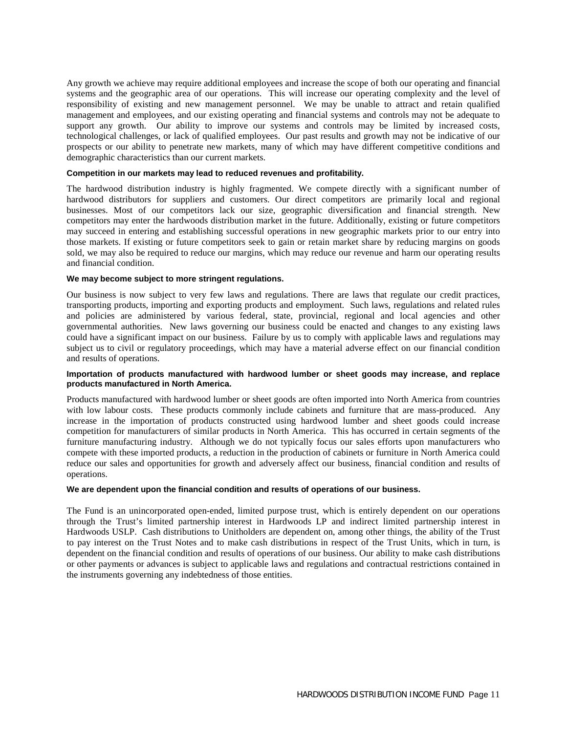Any growth we achieve may require additional employees and increase the scope of both our operating and financial systems and the geographic area of our operations. This will increase our operating complexity and the level of responsibility of existing and new management personnel. We may be unable to attract and retain qualified management and employees, and our existing operating and financial systems and controls may not be adequate to support any growth. Our ability to improve our systems and controls may be limited by increased costs, technological challenges, or lack of qualified employees. Our past results and growth may not be indicative of our prospects or our ability to penetrate new markets, many of which may have different competitive conditions and demographic characteristics than our current markets.

**Competition in our markets may lead to reduced revenues and profitability.**

The hardwood distribution industry is highly fragmented. We compete directly with a significant number of hardwood distributors for suppliers and customers. Our direct competitors are primarily local and regional businesses. Most of our competitors lack our size, geographic diversification and financial strength. New competitors may enter the hardwoods distribution market in the future. Additionally, existing or future competitors may succeed in entering and establishing successful operations in new geographic markets prior to our entry into those markets. If existing or future competitors seek to gain or retain market share by reducing margins on goods sold, we may also be required to reduce our margins, which may reduce our revenue and harm our operating results and financial condition.

**We may become subject to more stringent regulations.**

Our business is now subject to very few laws and regulations. There are laws that regulate our credit practices, transporting products, importing and exporting products and employment. Such laws, regulations and related rules and policies are administered by various federal, state, provincial, regional and local agencies and other governmental authorities. New laws governing our business could be enacted and changes to any existing laws could have a significant impact on our business. Failure by us to comply with applicable laws and regulations may subject us to civil or regulatory proceedings, which may have a material adverse effect on our financial condition and results of operations.

**Importation of products manufactured with hardwood lumber or sheet goods may increase, and replace products manufactured in North America.**

Products manufactured with hardwood lumber or sheet goods are often imported into North America from countries with low labour costs. These products commonly include cabinets and furniture that are mass-produced. Any increase in the importation of products constructed using hardwood lumber and sheet goods could increase competition for manufacturers of similar products in North America. This has occurred in certain segments of the furniture manufacturing industry. Although we do not typically focus our sales efforts upon manufacturers who compete with these imported products, a reduction in the production of cabinets or furniture in North America could reduce our sales and opportunities for growth and adversely affect our business, financial condition and results of operations.

**We are dependent upon the financial condition and results of operations of our business.**

The Fund is an unincorporated open-ended, limited purpose trust, which is entirely dependent on our operations through the Trust's limited partnership interest in Hardwoods LP and indirect limited partnership interest in Hardwoods USLP. Cash distributions to Unitholders are dependent on, among other things, the ability of the Trust to pay interest on the Trust Notes and to make cash distributions in respect of the Trust Units, which in turn, is dependent on the financial condition and results of operations of our business. Our ability to make cash distributions or other payments or advances is subject to applicable laws and regulations and contractual restrictions contained in the instruments governing any indebtedness of those entities.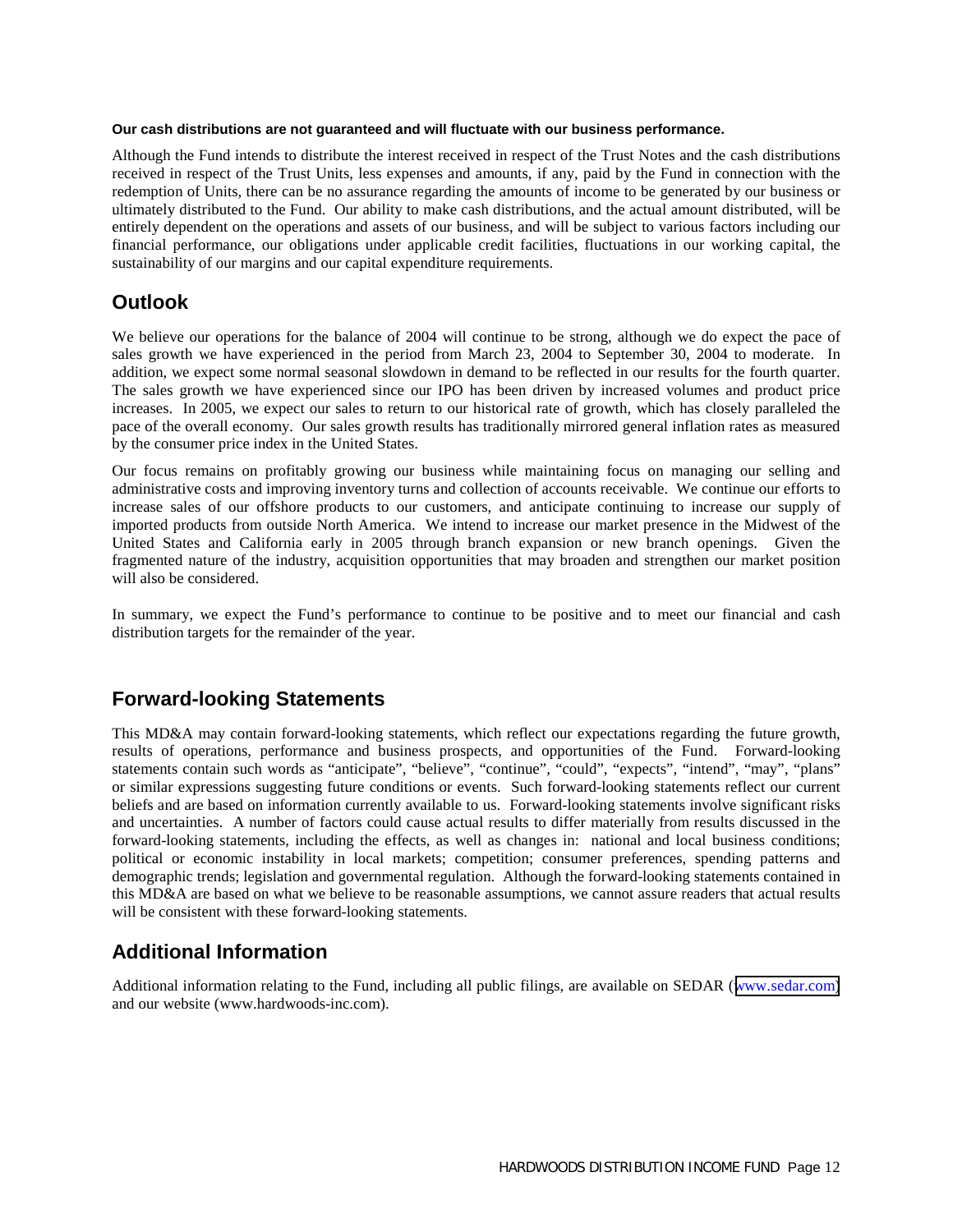**Our cash distributions are not guaranteed and will fluctuate with our business performance.**

Although the Fund intends to distribute the interest received in respect of the Trust Notes and the cash distributions received in respect of the Trust Units, less expenses and amounts, if any, paid by the Fund in connection with the redemption of Units, there can be no assurance regarding the amounts of income to be generated by our business or ultimately distributed to the Fund. Our ability to make cash distributions, and the actual amount distributed, will be entirely dependent on the operations and assets of our business, and will be subject to various factors including our financial performance, our obligations under applicable credit facilities, fluctuations in our working capital, the sustainability of our margins and our capital expenditure requirements.

## Outlook

We believe our operations for the balance of 2004 will continue to be strong, although we do expect the pace of sales growth we have experienced in the period from March 23, 2004 to September 30, 2004 to moderate. In addition, we expect some normal seasonal slowdown in demand to be reflected in our results for the fourth quarter. The sales growth we have experienced since our IPO has been driven by increased volumes and product price increases. In 2005, we expect our sales to return to our historical rate of growth, which has closely paralleled the pace of the overall economy. Our sales growth results has traditionally mirrored general inflation rates as measured by the consumer price index in the United States.

Our focus remains on profitably growing our business while maintaining focus on managing our selling and administrative costs and improving inventory turns and collection of accounts receivable. We continue our efforts to increase sales of our offshore products to our customers, and anticipate continuing to increase our supply of imported products from outside North America. We intend to increase our market presence in the Midwest of the United States and California early in 2005 through branch expansion or new branch openings. Given the fragmented nature of the industry, acquisition opportunities that may broaden and strengthen our market position will also be considered.

In summary, we expect the Fund's performance to continue to be positive and to meet our financial and cash distribution targets for the remainder of the year.

## Forward-looking Statements

This MD&A may contain forward-looking statements, which reflect our expectations regarding the future growth, results of operations, performance and business prospects, and opportunities of the Fund. Forward-looking statements contain such words as "anticipate", "believe", "continue", "could", "expects", "intend", "may", "plans" or similar expressions suggesting future conditions or events. Such forward-looking statements reflect our current beliefs and are based on information currently available to us. Forward-looking statements involve significant risks and uncertainties. A number of factors could cause actual results to differ materially from results discussed in the forward-looking statements, including the effects, as well as changes in: national and local business conditions; political or economic instability in local markets; competition; consumer preferences, spending patterns and demographic trends; legislation and governmental regulation. Although the forward-looking statements contained in this MD&A are based on what we believe to be reasonable assumptions, we cannot assure readers that actual results will be consistent with these forward-looking statements.

## Additional Information

Additional information relating to the Fund, including all public filings, are available on SEDAR (www.sedar.com) and our website (www.hardwoods-inc.com).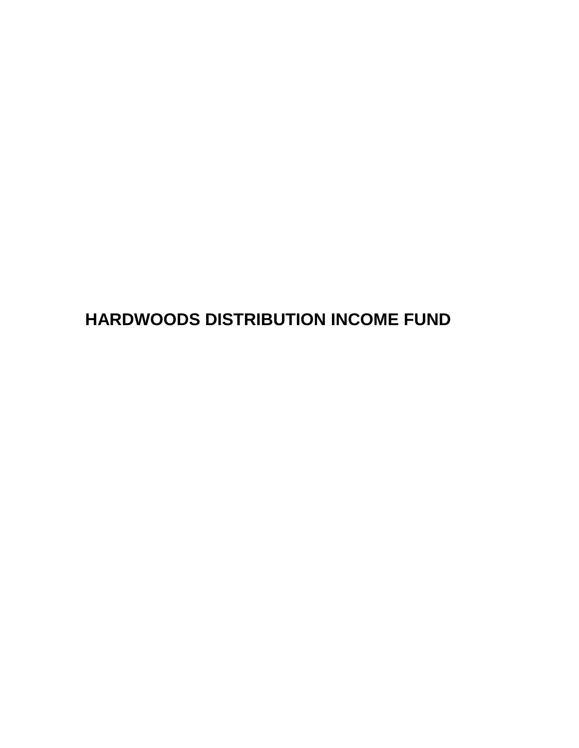# HARDWOODS DISTRIBUTION INCOME FUND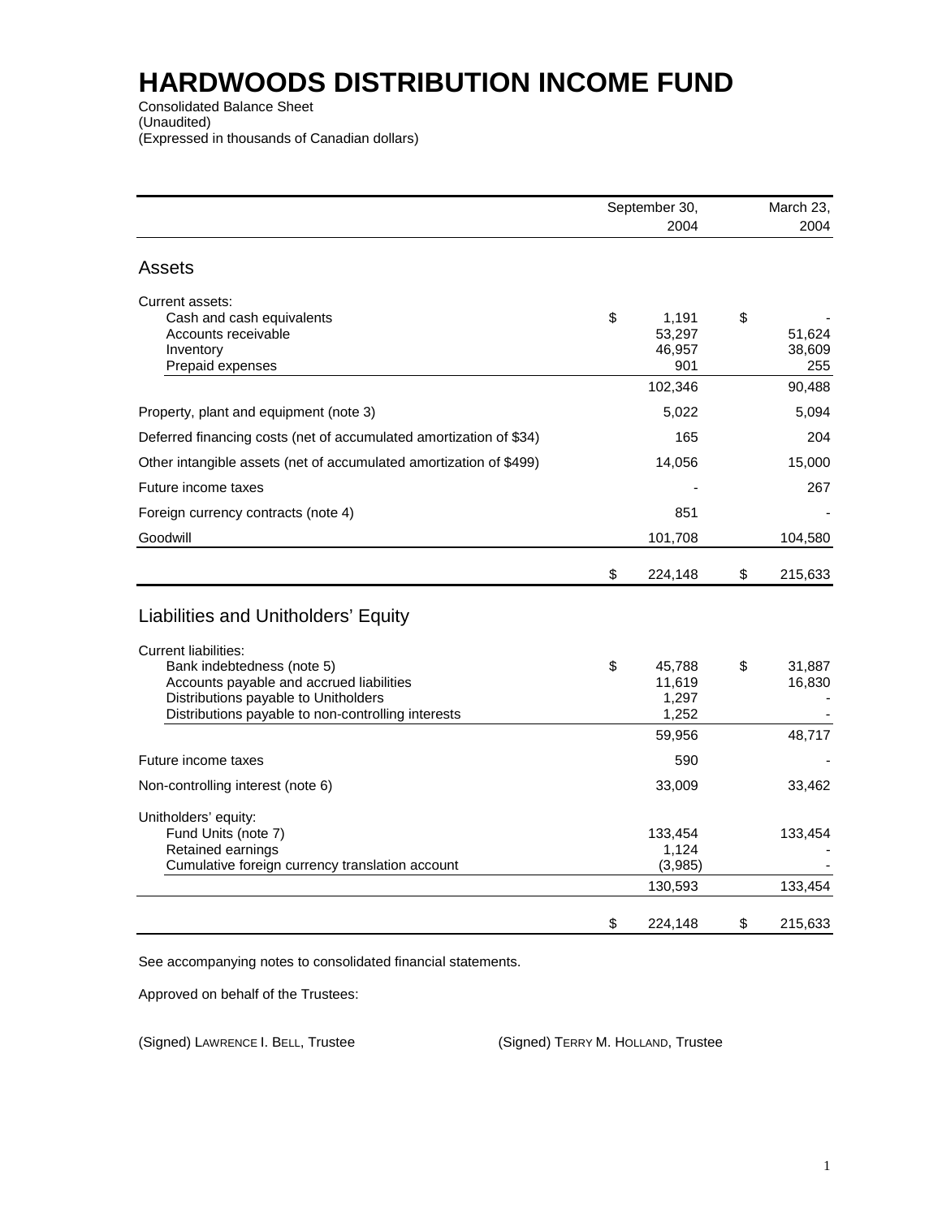# HARDWOODS DISTRIBUTION INCOME FUND

Consolidated Balance Sheet
(Unaudited)
(Expressed in thousands of Canadian dollars)

| | September 30, 2004 | March 23, 2004 |
|---|---|---|
| **Assets** | | |
| Current assets: | | |
| Cash and cash equivalents | $ 1,191 | $ - |
| Accounts receivable | 53,297 | 51,624 |
| Inventory | 46,957 | 38,609 |
| Prepaid expenses | 901 | 255 |
| | 102,346 | 90,488 |
| Property, plant and equipment (note 3) | 5,022 | 5,094 |
| Deferred financing costs (net of accumulated amortization of $34) | 165 | 204 |
| Other intangible assets (net of accumulated amortization of $499) | 14,056 | 15,000 |
| Future income taxes | - | 267 |
| Foreign currency contracts (note 4) | 851 | - |
| Goodwill | 101,708 | 104,580 |
| | $ 224,148 | $ 215,633 |
| **Liabilities and Unitholders' Equity** | | |
| Current liabilities: | | |
| Bank indebtedness (note 5) | $ 45,788 | $ 31,887 |
| Accounts payable and accrued liabilities | 11,619 | 16,830 |
| Distributions payable to Unitholders | 1,297 | - |
| Distributions payable to non-controlling interests | 1,252 | - |
| | 59,956 | 48,717 |
| Future income taxes | 590 | - |
| Non-controlling interest (note 6) | 33,009 | 33,462 |
| Unitholders' equity: | | |
| Fund Units (note 7) | 133,454 | 133,454 |
| Retained earnings | 1,124 | - |
| Cumulative foreign currency translation account | (3,985) | - |
| | 130,593 | 133,454 |
| | $ 224,148 | $ 215,633 |

See accompanying notes to consolidated financial statements.

Approved on behalf of the Trustees:

(Signed) LAWRENCE I. BELL, Trustee

(Signed) TERRY M. HOLLAND, Trustee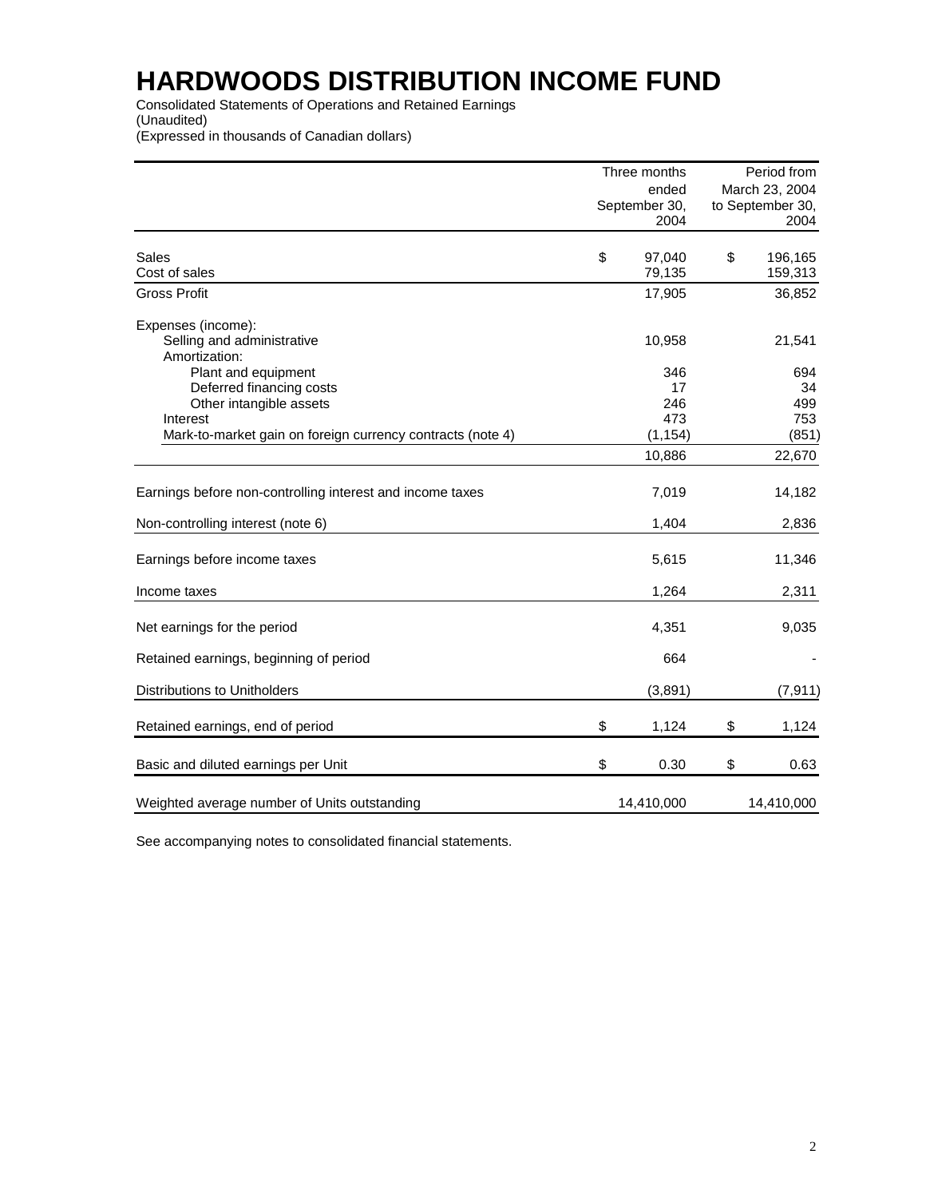# HARDWOODS DISTRIBUTION INCOME FUND

Consolidated Statements of Operations and Retained Earnings
(Unaudited)
(Expressed in thousands of Canadian dollars)

| | Three months ended September 30, 2004 | Period from March 23, 2004 to September 30, 2004 |
|---|---|---|
| Sales | $ 97,040 | $ 196,165 |
| Cost of sales | 79,135 | 159,313 |
| Gross Profit | 17,905 | 36,852 |
| Expenses (income): | | |
| Selling and administrative | 10,958 | 21,541 |
| Amortization: | | |
| Plant and equipment | 346 | 694 |
| Deferred financing costs | 17 | 34 |
| Other intangible assets | 246 | 499 |
| Interest | 473 | 753 |
| Mark-to-market gain on foreign currency contracts (note 4) | (1,154) | (851) |
| | 10,886 | 22,670 |
| Earnings before non-controlling interest and income taxes | 7,019 | 14,182 |
| Non-controlling interest (note 6) | 1,404 | 2,836 |
| Earnings before income taxes | 5,615 | 11,346 |
| Income taxes | 1,264 | 2,311 |
| Net earnings for the period | 4,351 | 9,035 |
| Retained earnings, beginning of period | 664 | - |
| Distributions to Unitholders | (3,891) | (7,911) |
| Retained earnings, end of period | $ 1,124 | $ 1,124 |
| Basic and diluted earnings per Unit | $ 0.30 | $ 0.63 |
| Weighted average number of Units outstanding | 14,410,000 | 14,410,000 |

See accompanying notes to consolidated financial statements.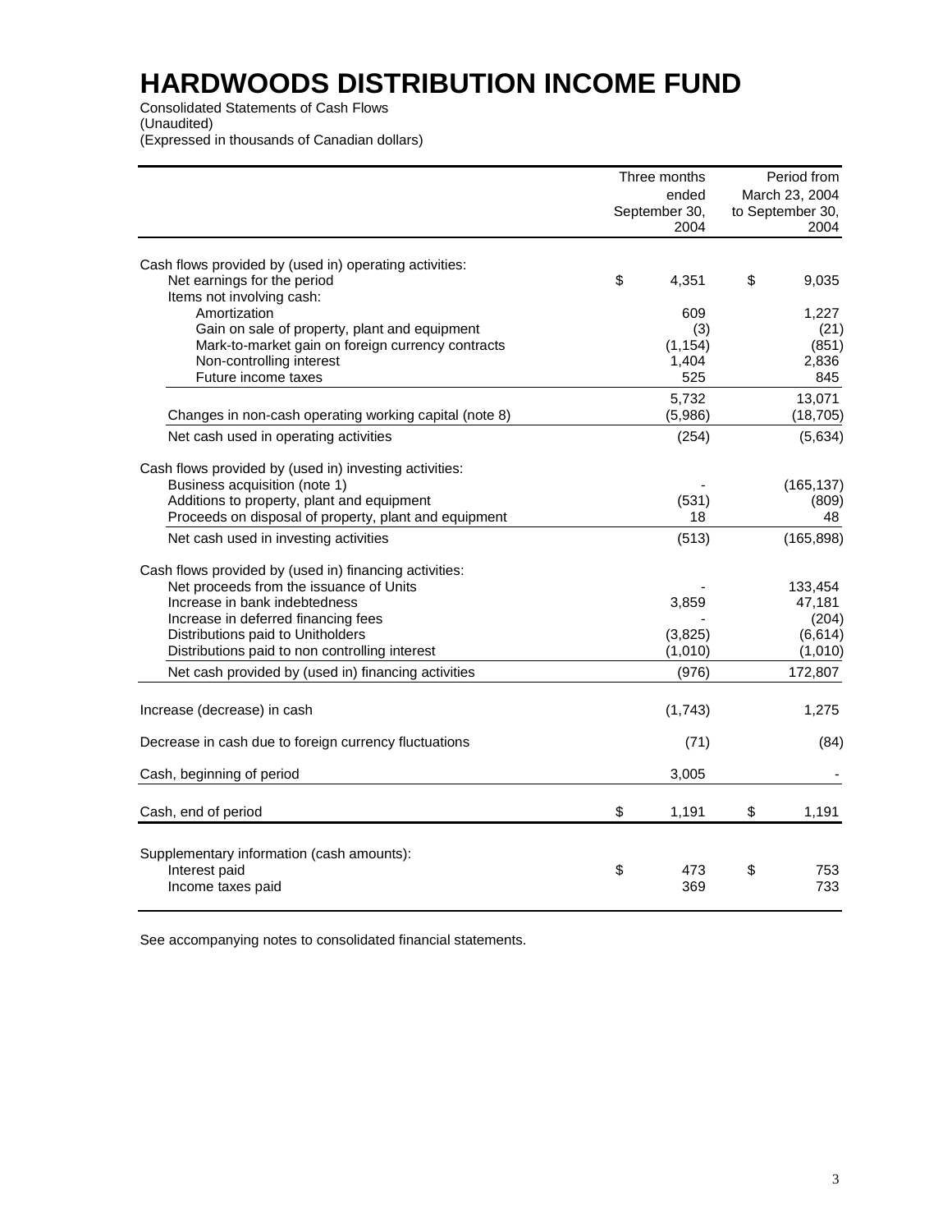# HARDWOODS DISTRIBUTION INCOME FUND

Consolidated Statements of Cash Flows
(Unaudited)
(Expressed in thousands of Canadian dollars)

| | Three months ended September 30, 2004 | Period from March 23, 2004 to September 30, 2004 |
|---|---|---|
| Cash flows provided by (used in) operating activities: | | |
| Net earnings for the period | $ 4,351 | $ 9,035 |
| Items not involving cash: | | |
| Amortization | 609 | 1,227 |
| Gain on sale of property, plant and equipment | (3) | (21) |
| Mark-to-market gain on foreign currency contracts | (1,154) | (851) |
| Non-controlling interest | 1,404 | 2,836 |
| Future income taxes | 525 | 845 |
| | 5,732 | 13,071 |
| Changes in non-cash operating working capital (note 8) | (5,986) | (18,705) |
| Net cash used in operating activities | (254) | (5,634) |
| Cash flows provided by (used in) investing activities: | | |
| Business acquisition (note 1) | - | (165,137) |
| Additions to property, plant and equipment | (531) | (809) |
| Proceeds on disposal of property, plant and equipment | 18 | 48 |
| Net cash used in investing activities | (513) | (165,898) |
| Cash flows provided by (used in) financing activities: | | |
| Net proceeds from the issuance of Units | - | 133,454 |
| Increase in bank indebtedness | 3,859 | 47,181 |
| Increase in deferred financing fees | - | (204) |
| Distributions paid to Unitholders | (3,825) | (6,614) |
| Distributions paid to non controlling interest | (1,010) | (1,010) |
| Net cash provided by (used in) financing activities | (976) | 172,807 |
| Increase (decrease) in cash | (1,743) | 1,275 |
| Decrease in cash due to foreign currency fluctuations | (71) | (84) |
| Cash, beginning of period | 3,005 | - |
| Cash, end of period | $ 1,191 | $ 1,191 |
| Supplementary information (cash amounts): | | |
| Interest paid | $ 473 | $ 753 |
| Income taxes paid | 369 | 733 |

See accompanying notes to consolidated financial statements.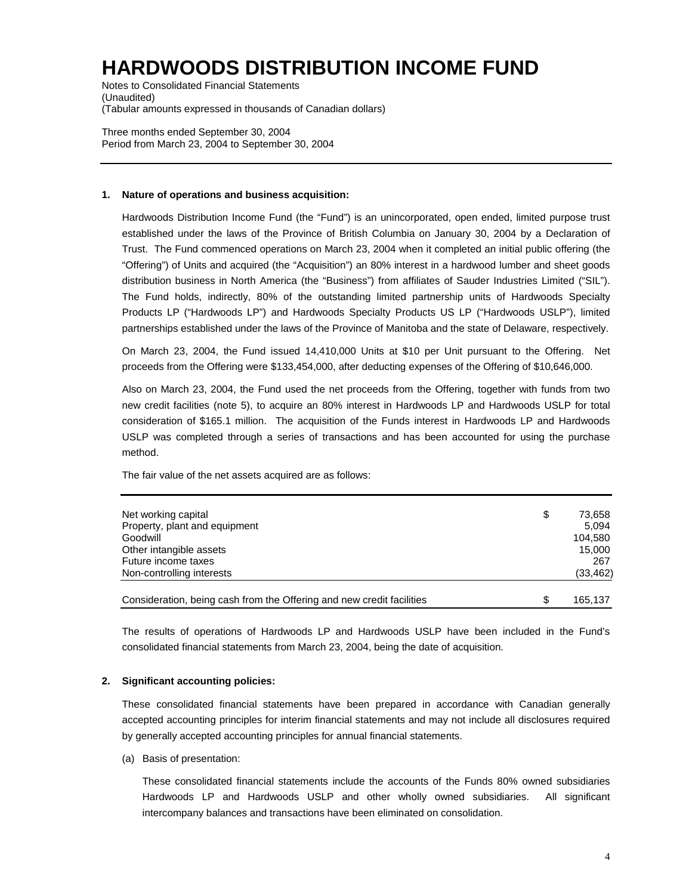# HARDWOODS DISTRIBUTION INCOME FUND

Notes to Consolidated Financial Statements
(Unaudited)
(Tabular amounts expressed in thousands of Canadian dollars)

Three months ended September 30, 2004
Period from March 23, 2004 to September 30, 2004

**1. Nature of operations and business acquisition:**

Hardwoods Distribution Income Fund (the "Fund") is an unincorporated, open ended, limited purpose trust established under the laws of the Province of British Columbia on January 30, 2004 by a Declaration of Trust. The Fund commenced operations on March 23, 2004 when it completed an initial public offering (the "Offering") of Units and acquired (the "Acquisition") an 80% interest in a hardwood lumber and sheet goods distribution business in North America (the "Business") from affiliates of Sauder Industries Limited ("SIL"). The Fund holds, indirectly, 80% of the outstanding limited partnership units of Hardwoods Specialty Products LP ("Hardwoods LP") and Hardwoods Specialty Products US LP ("Hardwoods USLP"), limited partnerships established under the laws of the Province of Manitoba and the state of Delaware, respectively.

On March 23, 2004, the Fund issued 14,410,000 Units at $10 per Unit pursuant to the Offering. Net proceeds from the Offering were $133,454,000, after deducting expenses of the Offering of $10,646,000.

Also on March 23, 2004, the Fund used the net proceeds from the Offering, together with funds from two new credit facilities (note 5), to acquire an 80% interest in Hardwoods LP and Hardwoods USLP for total consideration of $165.1 million. The acquisition of the Funds interest in Hardwoods LP and Hardwoods USLP was completed through a series of transactions and has been accounted for using the purchase method.

The fair value of the net assets acquired are as follows:

| | | |
|---|---|---|
| Net working capital | $ | 73,658 |
| Property, plant and equipment | | 5,094 |
| Goodwill | | 104,580 |
| Other intangible assets | | 15,000 |
| Future income taxes | | 267 |
| Non-controlling interests | | (33,462) |
| Consideration, being cash from the Offering and new credit facilities | $ | 165,137 |

The results of operations of Hardwoods LP and Hardwoods USLP have been included in the Fund's consolidated financial statements from March 23, 2004, being the date of acquisition.

**2. Significant accounting policies:**

These consolidated financial statements have been prepared in accordance with Canadian generally accepted accounting principles for interim financial statements and may not include all disclosures required by generally accepted accounting principles for annual financial statements.

(a) Basis of presentation:

These consolidated financial statements include the accounts of the Funds 80% owned subsidiaries Hardwoods LP and Hardwoods USLP and other wholly owned subsidiaries. All significant intercompany balances and transactions have been eliminated on consolidation.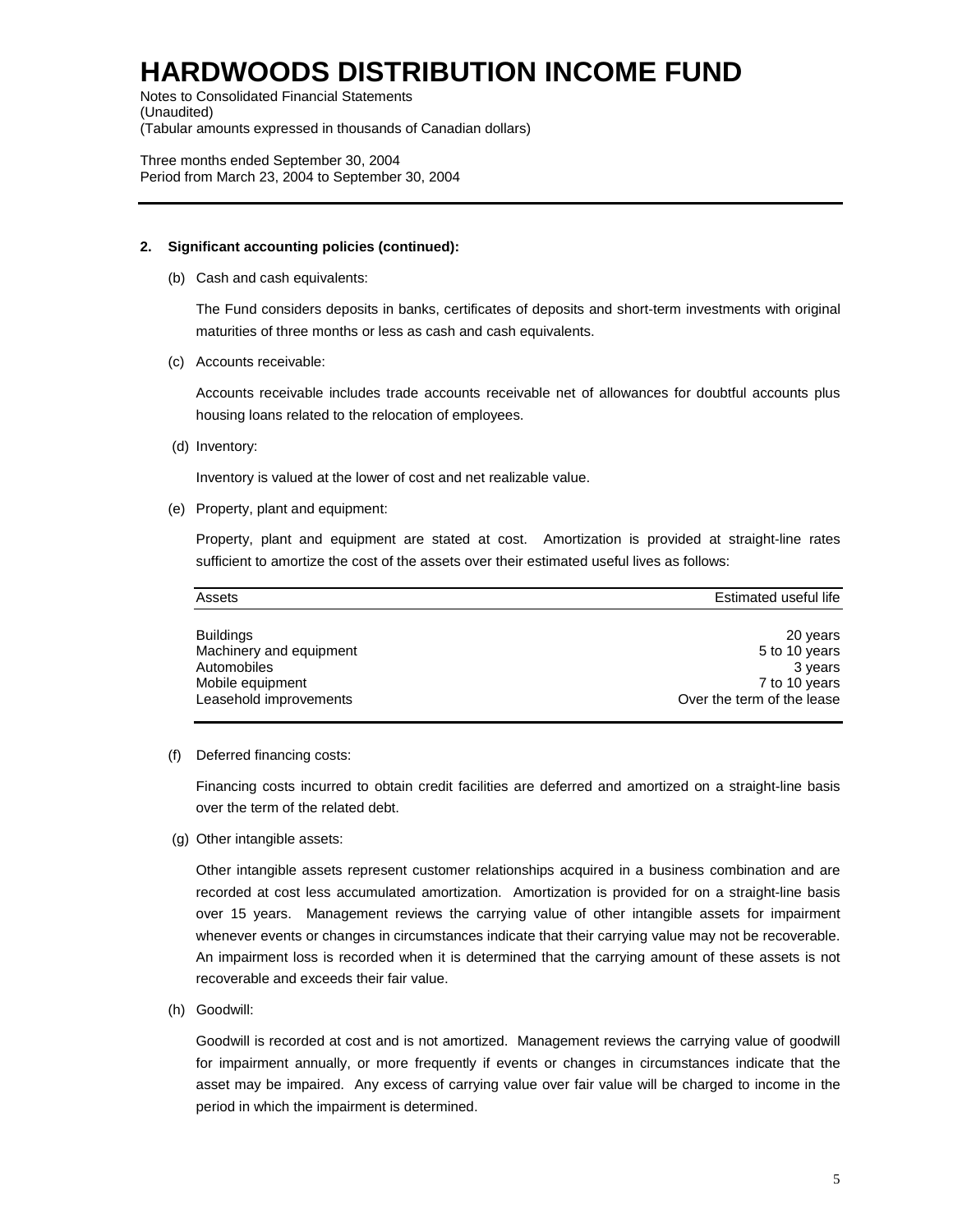# HARDWOODS DISTRIBUTION INCOME FUND

Notes to Consolidated Financial Statements
(Unaudited)
(Tabular amounts expressed in thousands of Canadian dollars)

Three months ended September 30, 2004
Period from March 23, 2004 to September 30, 2004

**2. Significant accounting policies (continued):**

(b) Cash and cash equivalents:

The Fund considers deposits in banks, certificates of deposits and short-term investments with original maturities of three months or less as cash and cash equivalents.

(c) Accounts receivable:

Accounts receivable includes trade accounts receivable net of allowances for doubtful accounts plus housing loans related to the relocation of employees.

(d) Inventory:

Inventory is valued at the lower of cost and net realizable value.

(e) Property, plant and equipment:

Property, plant and equipment are stated at cost. Amortization is provided at straight-line rates sufficient to amortize the cost of the assets over their estimated useful lives as follows:

| Assets | Estimated useful life |
|---|---|
| Buildings | 20 years |
| Machinery and equipment | 5 to 10 years |
| Automobiles | 3 years |
| Mobile equipment | 7 to 10 years |
| Leasehold improvements | Over the term of the lease |

(f) Deferred financing costs:

Financing costs incurred to obtain credit facilities are deferred and amortized on a straight-line basis over the term of the related debt.

(g) Other intangible assets:

Other intangible assets represent customer relationships acquired in a business combination and are recorded at cost less accumulated amortization. Amortization is provided for on a straight-line basis over 15 years. Management reviews the carrying value of other intangible assets for impairment whenever events or changes in circumstances indicate that their carrying value may not be recoverable. An impairment loss is recorded when it is determined that the carrying amount of these assets is not recoverable and exceeds their fair value.

(h) Goodwill:

Goodwill is recorded at cost and is not amortized. Management reviews the carrying value of goodwill for impairment annually, or more frequently if events or changes in circumstances indicate that the asset may be impaired. Any excess of carrying value over fair value will be charged to income in the period in which the impairment is determined.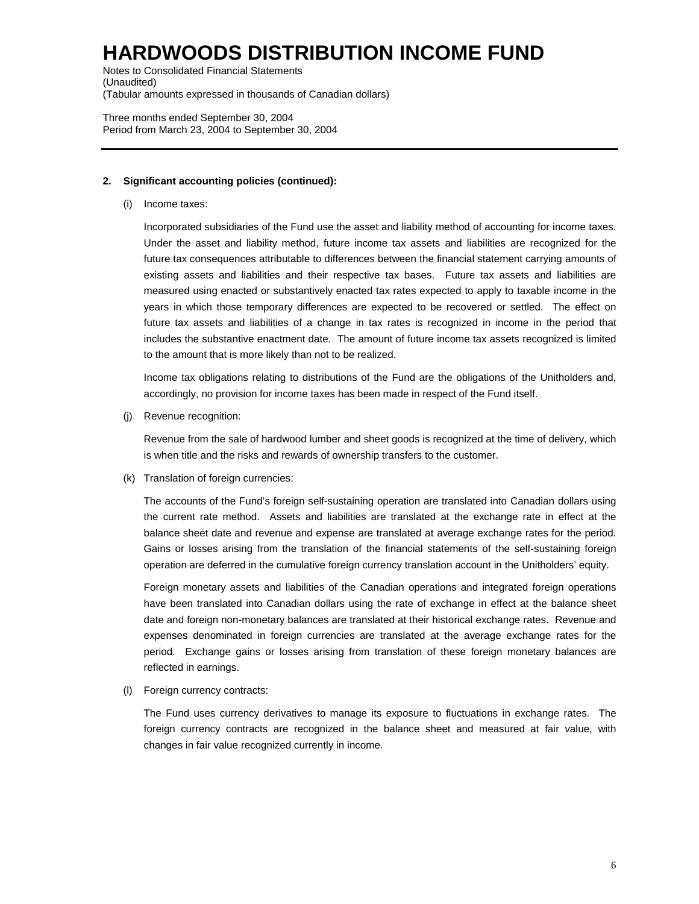**2. Significant accounting policies (continued):**

(i) Income taxes:

Incorporated subsidiaries of the Fund use the asset and liability method of accounting for income taxes. Under the asset and liability method, future income tax assets and liabilities are recognized for the future tax consequences attributable to differences between the financial statement carrying amounts of existing assets and liabilities and their respective tax bases. Future tax assets and liabilities are measured using enacted or substantively enacted tax rates expected to apply to taxable income in the years in which those temporary differences are expected to be recovered or settled. The effect on future tax assets and liabilities of a change in tax rates is recognized in income in the period that includes the substantive enactment date. The amount of future income tax assets recognized is limited to the amount that is more likely than not to be realized.

Income tax obligations relating to distributions of the Fund are the obligations of the Unitholders and, accordingly, no provision for income taxes has been made in respect of the Fund itself.

(j) Revenue recognition:

Revenue from the sale of hardwood lumber and sheet goods is recognized at the time of delivery, which is when title and the risks and rewards of ownership transfers to the customer.

(k) Translation of foreign currencies:

The accounts of the Fund's foreign self-sustaining operation are translated into Canadian dollars using the current rate method. Assets and liabilities are translated at the exchange rate in effect at the balance sheet date and revenue and expense are translated at average exchange rates for the period. Gains or losses arising from the translation of the financial statements of the self-sustaining foreign operation are deferred in the cumulative foreign currency translation account in the Unitholders' equity.

Foreign monetary assets and liabilities of the Canadian operations and integrated foreign operations have been translated into Canadian dollars using the rate of exchange in effect at the balance sheet date and foreign non-monetary balances are translated at their historical exchange rates. Revenue and expenses denominated in foreign currencies are translated at the average exchange rates for the period. Exchange gains or losses arising from translation of these foreign monetary balances are reflected in earnings.

(l) Foreign currency contracts:

The Fund uses currency derivatives to manage its exposure to fluctuations in exchange rates. The foreign currency contracts are recognized in the balance sheet and measured at fair value, with changes in fair value recognized currently in income.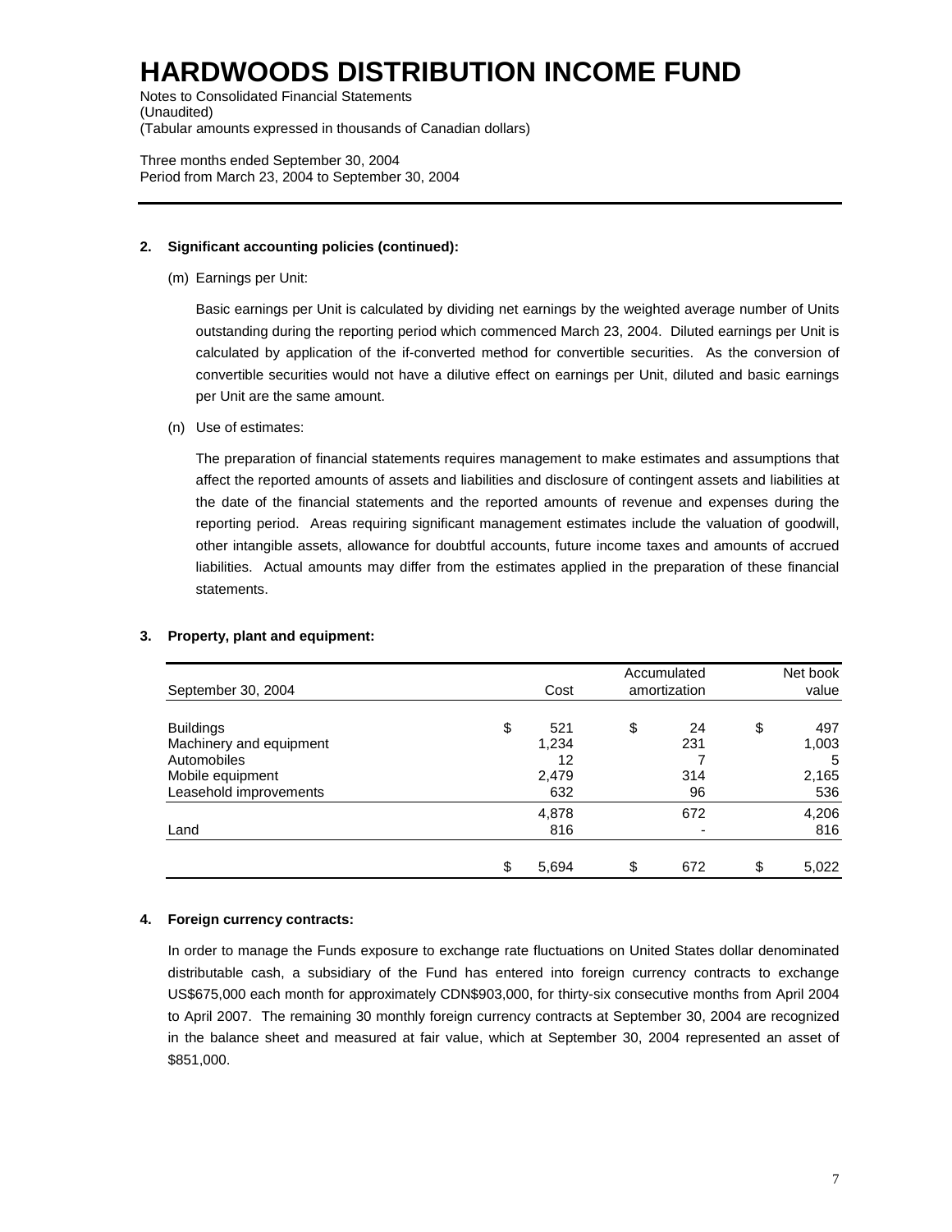# HARDWOODS DISTRIBUTION INCOME FUND

Notes to Consolidated Financial Statements
(Unaudited)
(Tabular amounts expressed in thousands of Canadian dollars)

Three months ended September 30, 2004
Period from March 23, 2004 to September 30, 2004

**2. Significant accounting policies (continued):**

(m) Earnings per Unit:

Basic earnings per Unit is calculated by dividing net earnings by the weighted average number of Units outstanding during the reporting period which commenced March 23, 2004. Diluted earnings per Unit is calculated by application of the if-converted method for convertible securities. As the conversion of convertible securities would not have a dilutive effect on earnings per Unit, diluted and basic earnings per Unit are the same amount.

(n) Use of estimates:

The preparation of financial statements requires management to make estimates and assumptions that affect the reported amounts of assets and liabilities and disclosure of contingent assets and liabilities at the date of the financial statements and the reported amounts of revenue and expenses during the reporting period. Areas requiring significant management estimates include the valuation of goodwill, other intangible assets, allowance for doubtful accounts, future income taxes and amounts of accrued liabilities. Actual amounts may differ from the estimates applied in the preparation of these financial statements.

**3. Property, plant and equipment:**

| September 30, 2004 | Cost | Accumulated amortization | Net book value |
|---|---|---|---|
| Buildings | $ 521 | $ 24 | $ 497 |
| Machinery and equipment | 1,234 | 231 | 1,003 |
| Automobiles | 12 | 7 | 5 |
| Mobile equipment | 2,479 | 314 | 2,165 |
| Leasehold improvements | 632 | 96 | 536 |
| | 4,878 | 672 | 4,206 |
| Land | 816 | - | 816 |
| | $ 5,694 | $ 672 | $ 5,022 |

**4. Foreign currency contracts:**

In order to manage the Funds exposure to exchange rate fluctuations on United States dollar denominated distributable cash, a subsidiary of the Fund has entered into foreign currency contracts to exchange US$675,000 each month for approximately CDN$903,000, for thirty-six consecutive months from April 2004 to April 2007. The remaining 30 monthly foreign currency contracts at September 30, 2004 are recognized in the balance sheet and measured at fair value, which at September 30, 2004 represented an asset of $851,000.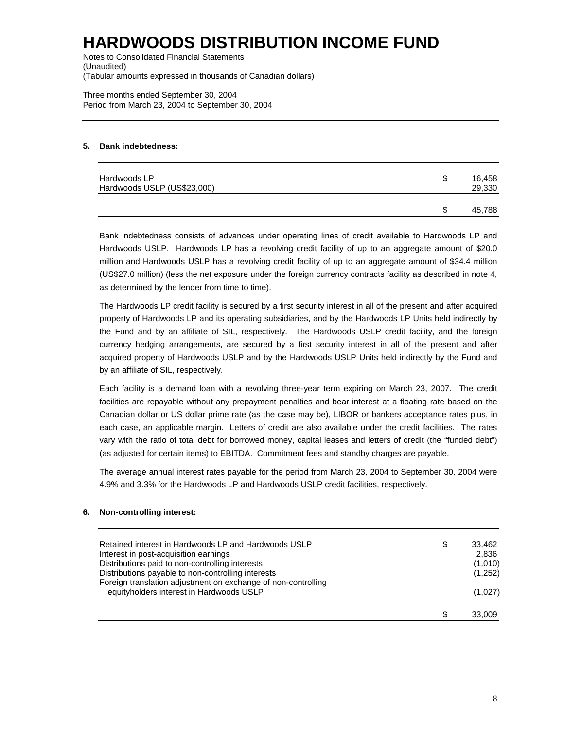# HARDWOODS DISTRIBUTION INCOME FUND

Notes to Consolidated Financial Statements
(Unaudited)
(Tabular amounts expressed in thousands of Canadian dollars)

Three months ended September 30, 2004
Period from March 23, 2004 to September 30, 2004

## 5. Bank indebtedness:

| | | |
|---|---|---|
| Hardwoods LP | $ | 16,458 |
| Hardwoods USLP (US$23,000) | | 29,330 |
| | $ | 45,788 |

Bank indebtedness consists of advances under operating lines of credit available to Hardwoods LP and Hardwoods USLP. Hardwoods LP has a revolving credit facility of up to an aggregate amount of $20.0 million and Hardwoods USLP has a revolving credit facility of up to an aggregate amount of $34.4 million (US$27.0 million) (less the net exposure under the foreign currency contracts facility as described in note 4, as determined by the lender from time to time).

The Hardwoods LP credit facility is secured by a first security interest in all of the present and after acquired property of Hardwoods LP and its operating subsidiaries, and by the Hardwoods LP Units held indirectly by the Fund and by an affiliate of SIL, respectively. The Hardwoods USLP credit facility, and the foreign currency hedging arrangements, are secured by a first security interest in all of the present and after acquired property of Hardwoods USLP and by the Hardwoods USLP Units held indirectly by the Fund and by an affiliate of SIL, respectively.

Each facility is a demand loan with a revolving three-year term expiring on March 23, 2007. The credit facilities are repayable without any prepayment penalties and bear interest at a floating rate based on the Canadian dollar or US dollar prime rate (as the case may be), LIBOR or bankers acceptance rates plus, in each case, an applicable margin. Letters of credit are also available under the credit facilities. The rates vary with the ratio of total debt for borrowed money, capital leases and letters of credit (the "funded debt") (as adjusted for certain items) to EBITDA. Commitment fees and standby charges are payable.

The average annual interest rates payable for the period from March 23, 2004 to September 30, 2004 were 4.9% and 3.3% for the Hardwoods LP and Hardwoods USLP credit facilities, respectively.

## 6. Non-controlling interest:

| | | |
|---|---|---|
| Retained interest in Hardwoods LP and Hardwoods USLP | $ | 33,462 |
| Interest in post-acquisition earnings | | 2,836 |
| Distributions paid to non-controlling interests | | (1,010) |
| Distributions payable to non-controlling interests | | (1,252) |
| Foreign translation adjustment on exchange of non-controlling equityholders interest in Hardwoods USLP | | (1,027) |
| | $ | 33,009 |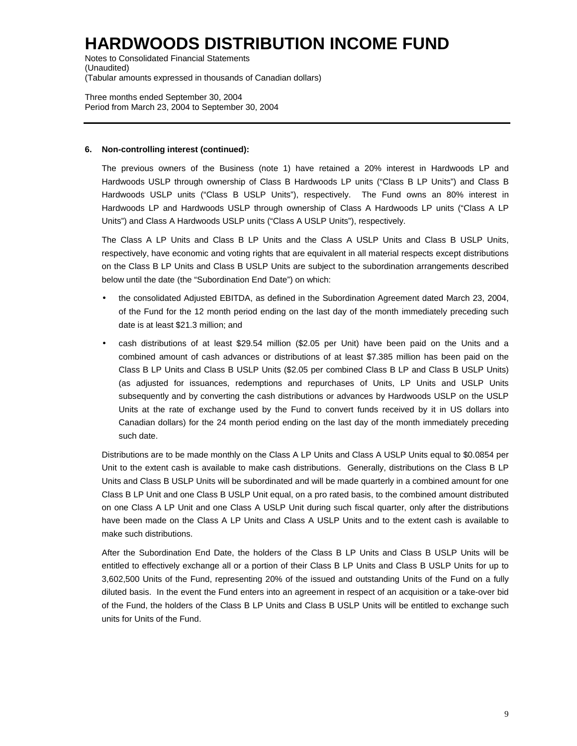# HARDWOODS DISTRIBUTION INCOME FUND

Notes to Consolidated Financial Statements
(Unaudited)
(Tabular amounts expressed in thousands of Canadian dollars)

Three months ended September 30, 2004
Period from March 23, 2004 to September 30, 2004

**6. Non-controlling interest (continued):**

The previous owners of the Business (note 1) have retained a 20% interest in Hardwoods LP and Hardwoods USLP through ownership of Class B Hardwoods LP units ("Class B LP Units") and Class B Hardwoods USLP units ("Class B USLP Units"), respectively. The Fund owns an 80% interest in Hardwoods LP and Hardwoods USLP through ownership of Class A Hardwoods LP units ("Class A LP Units") and Class A Hardwoods USLP units ("Class A USLP Units"), respectively.

The Class A LP Units and Class B LP Units and the Class A USLP Units and Class B USLP Units, respectively, have economic and voting rights that are equivalent in all material respects except distributions on the Class B LP Units and Class B USLP Units are subject to the subordination arrangements described below until the date (the "Subordination End Date") on which:

- the consolidated Adjusted EBITDA, as defined in the Subordination Agreement dated March 23, 2004, of the Fund for the 12 month period ending on the last day of the month immediately preceding such date is at least $21.3 million; and
- cash distributions of at least $29.54 million ($2.05 per Unit) have been paid on the Units and a combined amount of cash advances or distributions of at least $7.385 million has been paid on the Class B LP Units and Class B USLP Units ($2.05 per combined Class B LP and Class B USLP Units) (as adjusted for issuances, redemptions and repurchases of Units, LP Units and USLP Units subsequently and by converting the cash distributions or advances by Hardwoods USLP on the USLP Units at the rate of exchange used by the Fund to convert funds received by it in US dollars into Canadian dollars) for the 24 month period ending on the last day of the month immediately preceding such date.

Distributions are to be made monthly on the Class A LP Units and Class A USLP Units equal to $0.0854 per Unit to the extent cash is available to make cash distributions. Generally, distributions on the Class B LP Units and Class B USLP Units will be subordinated and will be made quarterly in a combined amount for one Class B LP Unit and one Class B USLP Unit equal, on a pro rated basis, to the combined amount distributed on one Class A LP Unit and one Class A USLP Unit during such fiscal quarter, only after the distributions have been made on the Class A LP Units and Class A USLP Units and to the extent cash is available to make such distributions.

After the Subordination End Date, the holders of the Class B LP Units and Class B USLP Units will be entitled to effectively exchange all or a portion of their Class B LP Units and Class B USLP Units for up to 3,602,500 Units of the Fund, representing 20% of the issued and outstanding Units of the Fund on a fully diluted basis. In the event the Fund enters into an agreement in respect of an acquisition or a take-over bid of the Fund, the holders of the Class B LP Units and Class B USLP Units will be entitled to exchange such units for Units of the Fund.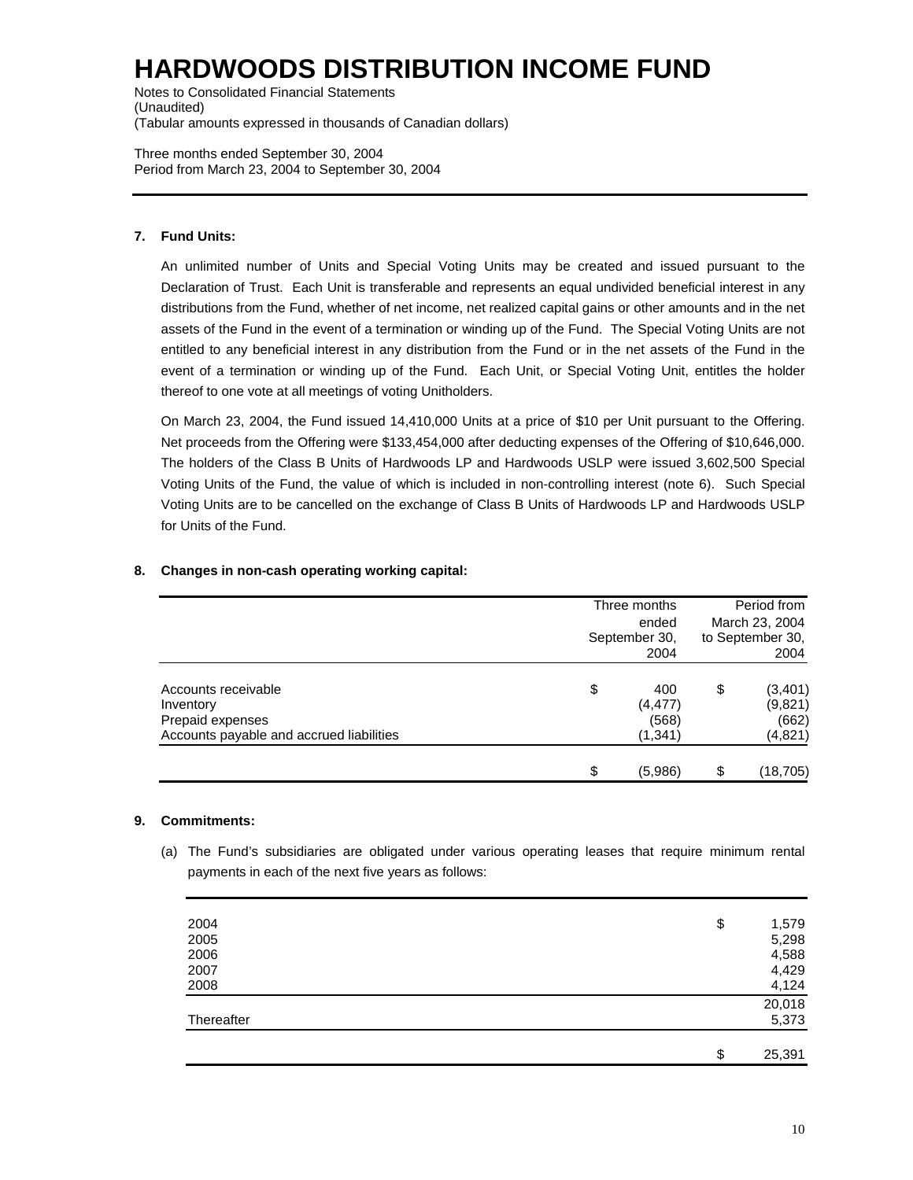# HARDWOODS DISTRIBUTION INCOME FUND

Notes to Consolidated Financial Statements
(Unaudited)
(Tabular amounts expressed in thousands of Canadian dollars)

Three months ended September 30, 2004
Period from March 23, 2004 to September 30, 2004

**7. Fund Units:**

An unlimited number of Units and Special Voting Units may be created and issued pursuant to the Declaration of Trust. Each Unit is transferable and represents an equal undivided beneficial interest in any distributions from the Fund, whether of net income, net realized capital gains or other amounts and in the net assets of the Fund in the event of a termination or winding up of the Fund. The Special Voting Units are not entitled to any beneficial interest in any distribution from the Fund or in the net assets of the Fund in the event of a termination or winding up of the Fund. Each Unit, or Special Voting Unit, entitles the holder thereof to one vote at all meetings of voting Unitholders.

On March 23, 2004, the Fund issued 14,410,000 Units at a price of $10 per Unit pursuant to the Offering. Net proceeds from the Offering were $133,454,000 after deducting expenses of the Offering of $10,646,000. The holders of the Class B Units of Hardwoods LP and Hardwoods USLP were issued 3,602,500 Special Voting Units of the Fund, the value of which is included in non-controlling interest (note 6). Such Special Voting Units are to be cancelled on the exchange of Class B Units of Hardwoods LP and Hardwoods USLP for Units of the Fund.

**8. Changes in non-cash operating working capital:**

| | Three months ended September 30, 2004 | Period from March 23, 2004 to September 30, 2004 |
|---|---|---|
| Accounts receivable | $ 400 | $ (3,401) |
| Inventory | (4,477) | (9,821) |
| Prepaid expenses | (568) | (662) |
| Accounts payable and accrued liabilities | (1,341) | (4,821) |
| | $ (5,986) | $ (18,705) |

**9. Commitments:**

(a) The Fund's subsidiaries are obligated under various operating leases that require minimum rental payments in each of the next five years as follows:

| | |
|---|---|
| 2004 | $ 1,579 |
| 2005 | 5,298 |
| 2006 | 4,588 |
| 2007 | 4,429 |
| 2008 | 4,124 |
| | 20,018 |
| Thereafter | 5,373 |
| | $ 25,391 |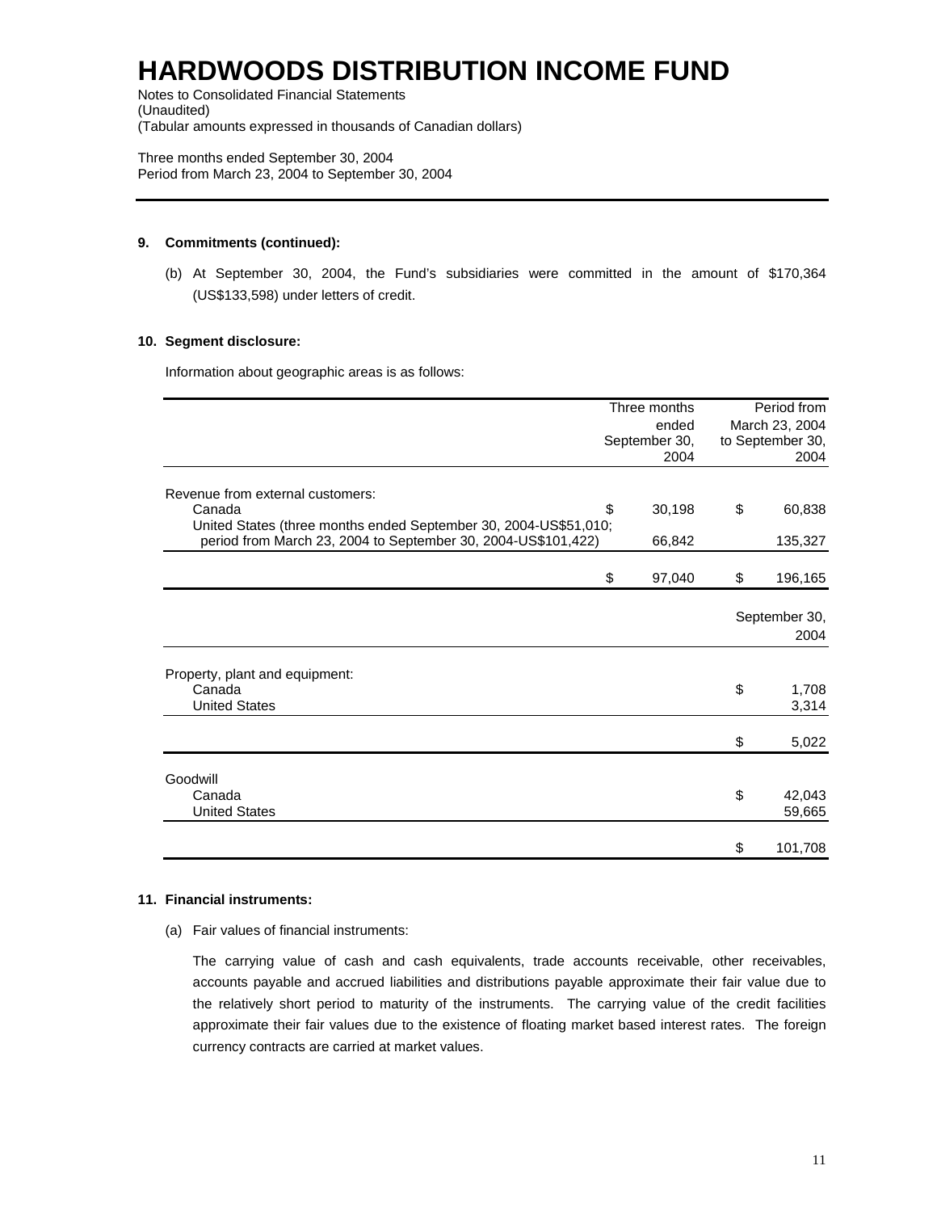# HARDWOODS DISTRIBUTION INCOME FUND

Notes to Consolidated Financial Statements
(Unaudited)
(Tabular amounts expressed in thousands of Canadian dollars)

Three months ended September 30, 2004
Period from March 23, 2004 to September 30, 2004

**9. Commitments (continued):**

(b) At September 30, 2004, the Fund's subsidiaries were committed in the amount of $170,364 (US$133,598) under letters of credit.

**10. Segment disclosure:**

Information about geographic areas is as follows:

| | Three months ended September 30, 2004 | Period from March 23, 2004 to September 30, 2004 |
|---|---|---|
| Revenue from external customers: | | |
| Canada | $ 30,198 | $ 60,838 |
| United States (three months ended September 30, 2004-US$51,010; period from March 23, 2004 to September 30, 2004-US$101,422) | 66,842 | 135,327 |
| | $ 97,040 | $ 196,165 |

| | September 30, 2004 |
|---|---|
| Property, plant and equipment: | |
| Canada | $ 1,708 |
| United States | 3,314 |
| | $ 5,022 |
| Goodwill | |
| Canada | $ 42,043 |
| United States | 59,665 |
| | $ 101,708 |

**11. Financial instruments:**

(a) Fair values of financial instruments:

The carrying value of cash and cash equivalents, trade accounts receivable, other receivables, accounts payable and accrued liabilities and distributions payable approximate their fair value due to the relatively short period to maturity of the instruments. The carrying value of the credit facilities approximate their fair values due to the existence of floating market based interest rates. The foreign currency contracts are carried at market values.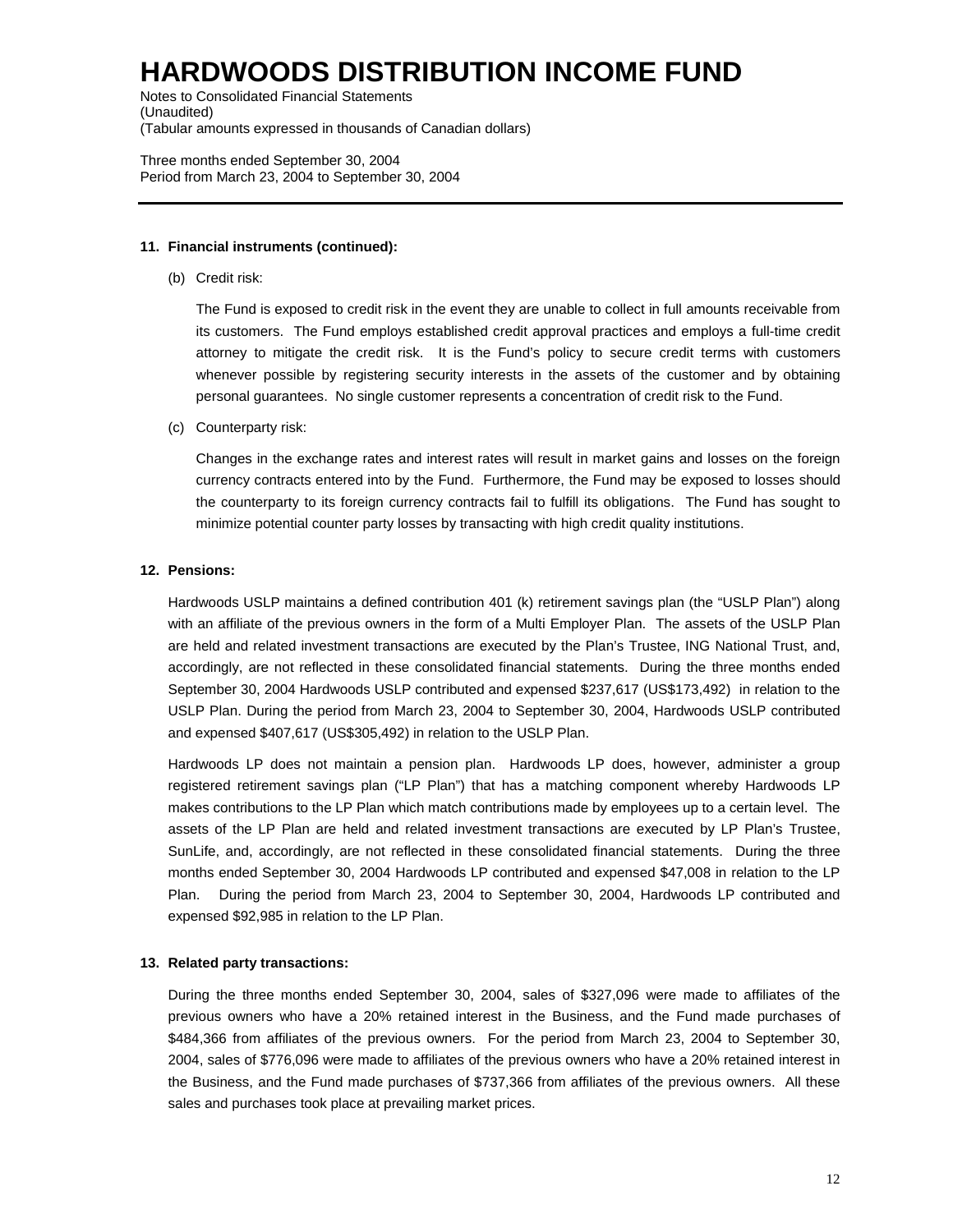# HARDWOODS DISTRIBUTION INCOME FUND

Notes to Consolidated Financial Statements
(Unaudited)
(Tabular amounts expressed in thousands of Canadian dollars)

Three months ended September 30, 2004
Period from March 23, 2004 to September 30, 2004

**11. Financial instruments (continued):**

(b) Credit risk:

The Fund is exposed to credit risk in the event they are unable to collect in full amounts receivable from its customers. The Fund employs established credit approval practices and employs a full-time credit attorney to mitigate the credit risk. It is the Fund's policy to secure credit terms with customers whenever possible by registering security interests in the assets of the customer and by obtaining personal guarantees. No single customer represents a concentration of credit risk to the Fund.

(c) Counterparty risk:

Changes in the exchange rates and interest rates will result in market gains and losses on the foreign currency contracts entered into by the Fund. Furthermore, the Fund may be exposed to losses should the counterparty to its foreign currency contracts fail to fulfill its obligations. The Fund has sought to minimize potential counter party losses by transacting with high credit quality institutions.

**12. Pensions:**

Hardwoods USLP maintains a defined contribution 401 (k) retirement savings plan (the "USLP Plan") along with an affiliate of the previous owners in the form of a Multi Employer Plan. The assets of the USLP Plan are held and related investment transactions are executed by the Plan's Trustee, ING National Trust, and, accordingly, are not reflected in these consolidated financial statements. During the three months ended September 30, 2004 Hardwoods USLP contributed and expensed $237,617 (US$173,492) in relation to the USLP Plan. During the period from March 23, 2004 to September 30, 2004, Hardwoods USLP contributed and expensed $407,617 (US$305,492) in relation to the USLP Plan.

Hardwoods LP does not maintain a pension plan. Hardwoods LP does, however, administer a group registered retirement savings plan ("LP Plan") that has a matching component whereby Hardwoods LP makes contributions to the LP Plan which match contributions made by employees up to a certain level. The assets of the LP Plan are held and related investment transactions are executed by LP Plan's Trustee, SunLife, and, accordingly, are not reflected in these consolidated financial statements. During the three months ended September 30, 2004 Hardwoods LP contributed and expensed $47,008 in relation to the LP Plan. During the period from March 23, 2004 to September 30, 2004, Hardwoods LP contributed and expensed $92,985 in relation to the LP Plan.

**13. Related party transactions:**

During the three months ended September 30, 2004, sales of $327,096 were made to affiliates of the previous owners who have a 20% retained interest in the Business, and the Fund made purchases of $484,366 from affiliates of the previous owners. For the period from March 23, 2004 to September 30, 2004, sales of $776,096 were made to affiliates of the previous owners who have a 20% retained interest in the Business, and the Fund made purchases of $737,366 from affiliates of the previous owners. All these sales and purchases took place at prevailing market prices.